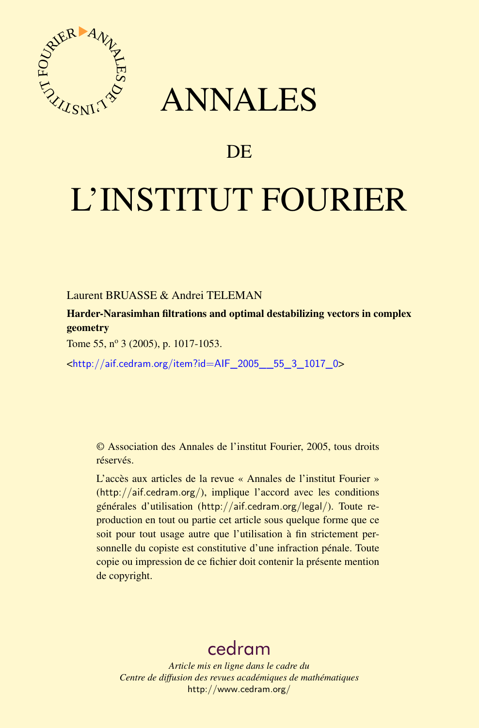# ANNALES

# DE

# L'INSTITUT FOURIER

Laurent BRUASSE & Andrei TELEMAN

**Harder-Narasimhan filtrations and optimal destabilizing vectors in complex geometry**

Tome 55, nº 3 (2005), p. 1017-1053.

<http://aif.cedram.org/item?id=AIF_2005__55_3_1017_0>

© Association des Annales de l'institut Fourier, 2005, tous droits réservés.

L'accès aux articles de la revue « Annales de l'institut Fourier » (http://aif.cedram.org/), implique l'accord avec les conditions générales d'utilisation (http://aif.cedram.org/legal/). Toute reproduction en tout ou partie cet article sous quelque forme que ce soit pour tout usage autre que l'utilisation à fin strictement personnelle du copiste est constitutive d'une infraction pénale. Toute copie ou impression de ce fichier doit contenir la présente mention de copyright.

cedram

*Article mis en ligne dans le cadre du*
*Centre de diffusion des revues académiques de mathématiques*
http://www.cedram.org/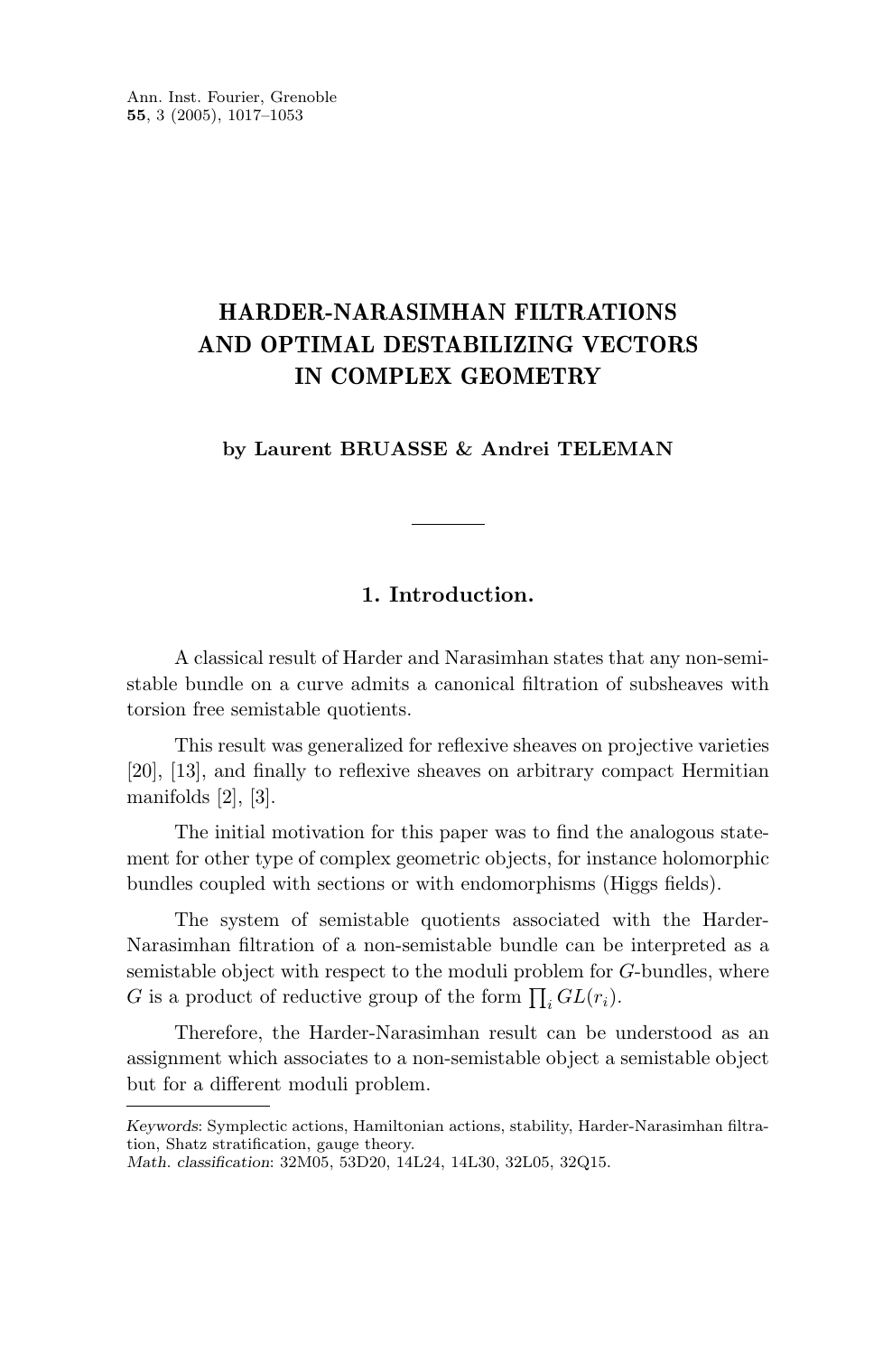Ann. Inst. Fourier, Grenoble
**55**, 3 (2005), 1017–1053

# HARDER-NARASIMHAN FILTRATIONS AND OPTIMAL DESTABILIZING VECTORS IN COMPLEX GEOMETRY

**by Laurent BRUASSE & Andrei TELEMAN**

## 1. Introduction.

A classical result of Harder and Narasimhan states that any non-semistable bundle on a curve admits a canonical filtration of subsheaves with torsion free semistable quotients.

This result was generalized for reflexive sheaves on projective varieties [20], [13], and finally to reflexive sheaves on arbitrary compact Hermitian manifolds [2], [3].

The initial motivation for this paper was to find the analogous statement for other type of complex geometric objects, for instance holomorphic bundles coupled with sections or with endomorphisms (Higgs fields).

The system of semistable quotients associated with the Harder-Narasimhan filtration of a non-semistable bundle can be interpreted as a semistable object with respect to the moduli problem for $G$-bundles, where $G$ is a product of reductive group of the form $\prod_i GL(r_i)$.

Therefore, the Harder-Narasimhan result can be understood as an assignment which associates to a non-semistable object a semistable object but for a different moduli problem.

---

*Keywords*: Symplectic actions, Hamiltonian actions, stability, Harder-Narasimhan filtration, Shatz stratification, gauge theory.
*Math. classification*: 32M05, 53D20, 14L24, 14L30, 32L05, 32Q15.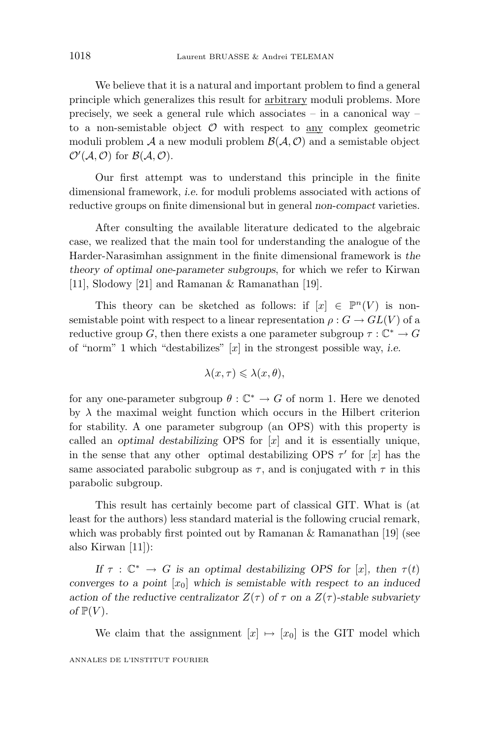We believe that it is a natural and important problem to find a general principle which generalizes this result for arbitrary moduli problems. More precisely, we seek a general rule which associates – in a canonical way – to a non-semistable object $\mathcal{O}$ with respect to any complex geometric moduli problem $\mathcal{A}$ a new moduli problem $\mathcal{B}(\mathcal{A},\mathcal{O})$ and a semistable object $\mathcal{O}'(\mathcal{A},\mathcal{O})$ for $\mathcal{B}(\mathcal{A},\mathcal{O})$.

Our first attempt was to understand this principle in the finite dimensional framework, *i.e.* for moduli problems associated with actions of reductive groups on finite dimensional but in general *non-compact* varieties.

After consulting the available literature dedicated to the algebraic case, we realized that the main tool for understanding the analogue of the Harder-Narasimhan assignment in the finite dimensional framework is *the theory of optimal one-parameter subgroups*, for which we refer to Kirwan [11], Slodowy [21] and Ramanan & Ramanathan [19].

This theory can be sketched as follows: if $[x] \in \mathbb{P}^n(V)$ is non-semistable point with respect to a linear representation $\rho : G \to GL(V)$ of a reductive group $G$, then there exists a one parameter subgroup $\tau : \mathbb{C}^* \to G$ of "norm" 1 which "destabilizes" $[x]$ in the strongest possible way, *i.e.*

$$\lambda(x,\tau) \leqslant \lambda(x,\theta),$$

for any one-parameter subgroup $\theta : \mathbb{C}^* \to G$ of norm 1. Here we denoted by $\lambda$ the maximal weight function which occurs in the Hilbert criterion for stability. A one parameter subgroup (an OPS) with this property is called an *optimal destabilizing* OPS for $[x]$ and it is essentially unique, in the sense that any other optimal destabilizing OPS $\tau'$ for $[x]$ has the same associated parabolic subgroup as $\tau$, and is conjugated with $\tau$ in this parabolic subgroup.

This result has certainly become part of classical GIT. What is (at least for the authors) less standard material is the following crucial remark, which was probably first pointed out by Ramanan & Ramanathan [19] (see also Kirwan [11]):

*If $\tau : \mathbb{C}^* \to G$ is an optimal destabilizing OPS for $[x]$, then $\tau(t)$ converges to a point $[x_0]$ which is semistable with respect to an induced action of the reductive centralizator $Z(\tau)$ of $\tau$ on a $Z(\tau)$-stable subvariety of $\mathbb{P}(V)$.*

We claim that the assignment $[x] \mapsto [x_0]$ is the GIT model which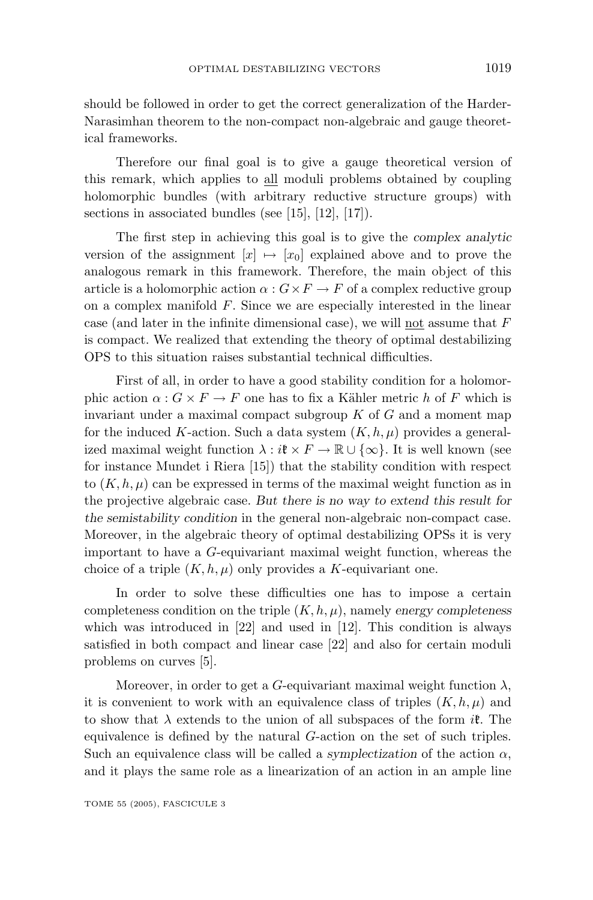should be followed in order to get the correct generalization of the Harder-Narasimhan theorem to the non-compact non-algebraic and gauge theoretical frameworks.

Therefore our final goal is to give a gauge theoretical version of this remark, which applies to <u>all</u> moduli problems obtained by coupling holomorphic bundles (with arbitrary reductive structure groups) with sections in associated bundles (see [15], [12], [17]).

The first step in achieving this goal is to give the *complex analytic* version of the assignment $[x] \mapsto [x_0]$ explained above and to prove the analogous remark in this framework. Therefore, the main object of this article is a holomorphic action $\alpha : G \times F \to F$ of a complex reductive group on a complex manifold $F$. Since we are especially interested in the linear case (and later in the infinite dimensional case), we will <u>not</u> assume that $F$ is compact. We realized that extending the theory of optimal destabilizing OPS to this situation raises substantial technical difficulties.

First of all, in order to have a good stability condition for a holomorphic action $\alpha : G \times F \to F$ one has to fix a Kähler metric $h$ of $F$ which is invariant under a maximal compact subgroup $K$ of $G$ and a moment map for the induced $K$-action. Such a data system $(K, h, \mu)$ provides a generalized maximal weight function $\lambda : i\mathfrak{k} \times F \to \mathbb{R} \cup \{\infty\}$. It is well known (see for instance Mundet i Riera [15]) that the stability condition with respect to $(K, h, \mu)$ can be expressed in terms of the maximal weight function as in the projective algebraic case. *But there is no way to extend this result for the semistability condition* in the general non-algebraic non-compact case. Moreover, in the algebraic theory of optimal destabilizing OPSs it is very important to have a $G$-equivariant maximal weight function, whereas the choice of a triple $(K, h, \mu)$ only provides a $K$-equivariant one.

In order to solve these difficulties one has to impose a certain completeness condition on the triple $(K, h, \mu)$, namely *energy completeness* which was introduced in [22] and used in [12]. This condition is always satisfied in both compact and linear case [22] and also for certain moduli problems on curves [5].

Moreover, in order to get a $G$-equivariant maximal weight function $\lambda$, it is convenient to work with an equivalence class of triples $(K, h, \mu)$ and to show that $\lambda$ extends to the union of all subspaces of the form $i\mathfrak{k}$. The equivalence is defined by the natural $G$-action on the set of such triples. Such an equivalence class will be called a *symplectization* of the action $\alpha$, and it plays the same role as a linearization of an action in an ample line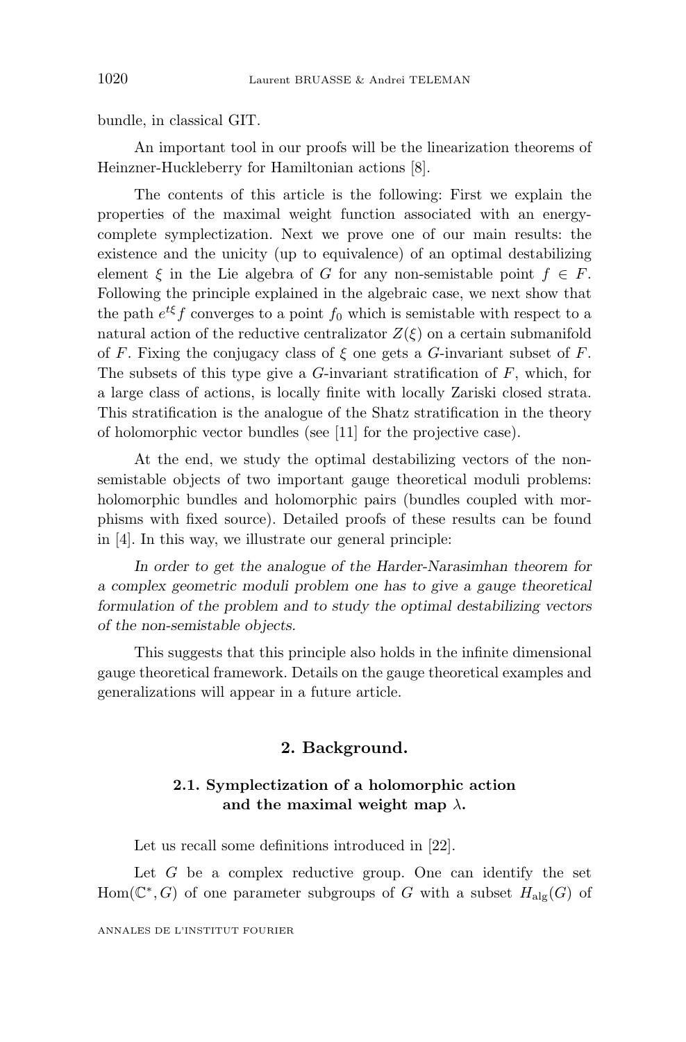bundle, in classical GIT.

An important tool in our proofs will be the linearization theorems of Heinzner-Huckleberry for Hamiltonian actions [8].

The contents of this article is the following: First we explain the properties of the maximal weight function associated with an energy-complete symplectization. Next we prove one of our main results: the existence and the unicity (up to equivalence) of an optimal destabilizing element $\xi$ in the Lie algebra of $G$ for any non-semistable point $f \in F$. Following the principle explained in the algebraic case, we next show that the path $e^{t\xi}f$ converges to a point $f_0$ which is semistable with respect to a natural action of the reductive centralizator $Z(\xi)$ on a certain submanifold of $F$. Fixing the conjugacy class of $\xi$ one gets a $G$-invariant subset of $F$. The subsets of this type give a $G$-invariant stratification of $F$, which, for a large class of actions, is locally finite with locally Zariski closed strata. This stratification is the analogue of the Shatz stratification in the theory of holomorphic vector bundles (see [11] for the projective case).

At the end, we study the optimal destabilizing vectors of the non-semistable objects of two important gauge theoretical moduli problems: holomorphic bundles and holomorphic pairs (bundles coupled with morphisms with fixed source). Detailed proofs of these results can be found in [4]. In this way, we illustrate our general principle:

*In order to get the analogue of the Harder-Narasimhan theorem for a complex geometric moduli problem one has to give a gauge theoretical formulation of the problem and to study the optimal destabilizing vectors of the non-semistable objects.*

This suggests that this principle also holds in the infinite dimensional gauge theoretical framework. Details on the gauge theoretical examples and generalizations will appear in a future article.

## 2. Background.

### 2.1. Symplectization of a holomorphic action and the maximal weight map $\lambda$.

Let us recall some definitions introduced in [22].

Let $G$ be a complex reductive group. One can identify the set $\mathrm{Hom}(\mathbb{C}^*, G)$ of one parameter subgroups of $G$ with a subset $H_{\mathrm{alg}}(G)$ of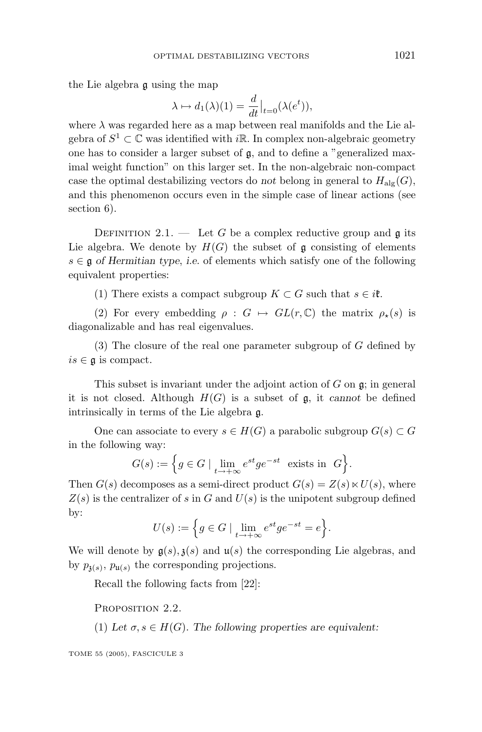the Lie algebra $\mathfrak{g}$ using the map

$$\lambda \mapsto d_1(\lambda)(1) = \frac{d}{dt}\Big|_{t=0}(\lambda(e^t)),$$

where $\lambda$ was regarded here as a map between real manifolds and the Lie algebra of $S^1 \subset \mathbb{C}$ was identified with $i\mathbb{R}$. In complex non-algebraic geometry one has to consider a larger subset of $\mathfrak{g}$, and to define a "generalized maximal weight function" on this larger set. In the non-algebraic non-compact case the optimal destabilizing vectors do *not* belong in general to $H_{\mathrm{alg}}(G)$, and this phenomenon occurs even in the simple case of linear actions (see section 6).

Definition 2.1. — Let $G$ be a complex reductive group and $\mathfrak{g}$ its Lie algebra. We denote by $H(G)$ the subset of $\mathfrak{g}$ consisting of elements $s \in \mathfrak{g}$ *of Hermitian type*, *i.e.* of elements which satisfy one of the following equivalent properties:

(1) There exists a compact subgroup $K \subset G$ such that $s \in i\mathfrak{k}$.

(2) For every embedding $\rho : G \mapsto GL(r, \mathbb{C})$ the matrix $\rho_\star(s)$ is diagonalizable and has real eigenvalues.

(3) The closure of the real one parameter subgroup of $G$ defined by $is \in \mathfrak{g}$ is compact.

This subset is invariant under the adjoint action of $G$ on $\mathfrak{g}$; in general it is not closed. Although $H(G)$ is a subset of $\mathfrak{g}$, it *cannot* be defined intrinsically in terms of the Lie algebra $\mathfrak{g}$.

One can associate to every $s \in H(G)$ a parabolic subgroup $G(s) \subset G$ in the following way:

$$G(s) := \Big\{ g \in G \mid \lim_{t \to +\infty} e^{st} g e^{-st} \ \text{ exists in } \ G \Big\}.$$

Then $G(s)$ decomposes as a semi-direct product $G(s) = Z(s) \ltimes U(s)$, where $Z(s)$ is the centralizer of $s$ in $G$ and $U(s)$ is the unipotent subgroup defined by:

$$U(s) := \Big\{ g \in G \mid \lim_{t \to +\infty} e^{st} g e^{-st} = e \Big\}.$$

We will denote by $\mathfrak{g}(s), \mathfrak{z}(s)$ and $\mathfrak{u}(s)$ the corresponding Lie algebras, and by $p_{\mathfrak{z}(s)}$, $p_{\mathfrak{u}(s)}$ the corresponding projections.

Recall the following facts from [22]:

Proposition 2.2.

(1) *Let $\sigma, s \in H(G)$. The following properties are equivalent:*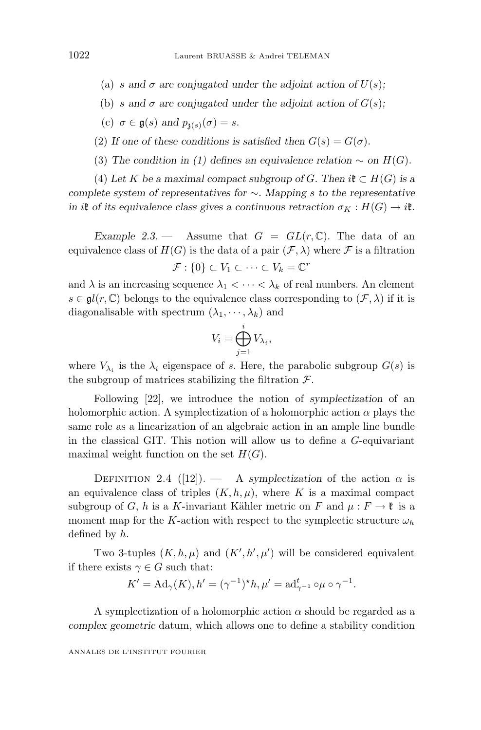(a) *$s$ and $\sigma$ are conjugated under the adjoint action of $U(s)$;*

(b) *$s$ and $\sigma$ are conjugated under the adjoint action of $G(s)$;*

(c) *$\sigma \in \mathfrak{g}(s)$ and $p_{\mathfrak{z}(s)}(\sigma) = s$.*

(2) *If one of these conditions is satisfied then $G(s) = G(\sigma)$.*

(3) *The condition in (1) defines an equivalence relation $\sim$ on $H(G)$.*

(4) *Let $K$ be a maximal compact subgroup of $G$. Then $i\mathfrak{k} \subset H(G)$ is a complete system of representatives for $\sim$. Mapping $s$ to the representative in $i\mathfrak{k}$ of its equivalence class gives a continuous retraction $\sigma_K : H(G) \to i\mathfrak{k}$.*

*Example 2.3.* — Assume that $G = GL(r, \mathbb{C})$. The data of an equivalence class of $H(G)$ is the data of a pair $(\mathcal{F}, \lambda)$ where $\mathcal{F}$ is a filtration

$$\mathcal{F} : \{0\} \subset V_1 \subset \cdots \subset V_k = \mathbb{C}^r$$

and $\lambda$ is an increasing sequence $\lambda_1 < \cdots < \lambda_k$ of real numbers. An element $s \in \mathfrak{g}l(r, \mathbb{C})$ belongs to the equivalence class corresponding to $(\mathcal{F}, \lambda)$ if it is diagonalisable with spectrum $(\lambda_1, \cdots, \lambda_k)$ and

$$V_i = \bigoplus_{j=1}^{i} V_{\lambda_i},$$

where $V_{\lambda_i}$ is the $\lambda_i$ eigenspace of $s$. Here, the parabolic subgroup $G(s)$ is the subgroup of matrices stabilizing the filtration $\mathcal{F}$.

Following [22], we introduce the notion of *symplectization* of an holomorphic action. A symplectization of a holomorphic action $\alpha$ plays the same role as a linearization of an algebraic action in an ample line bundle in the classical GIT. This notion will allow us to define a $G$-equivariant maximal weight function on the set $H(G)$.

Definition 2.4 ([12]). — A *symplectization* of the action $\alpha$ is an equivalence class of triples $(K, h, \mu)$, where $K$ is a maximal compact subgroup of $G$, $h$ is a $K$-invariant Kähler metric on $F$ and $\mu : F \to \mathfrak{k}$ is a moment map for the $K$-action with respect to the symplectic structure $\omega_h$ defined by $h$.

Two 3-tuples $(K, h, \mu)$ and $(K', h', \mu')$ will be considered equivalent if there exists $\gamma \in G$ such that:

$$K' = \mathrm{Ad}_\gamma(K), h' = (\gamma^{-1})^\star h, \mu' = \mathrm{ad}^t_{\gamma^{-1}} \circ \mu \circ \gamma^{-1}.$$

A symplectization of a holomorphic action $\alpha$ should be regarded as a *complex geometric* datum, which allows one to define a stability condition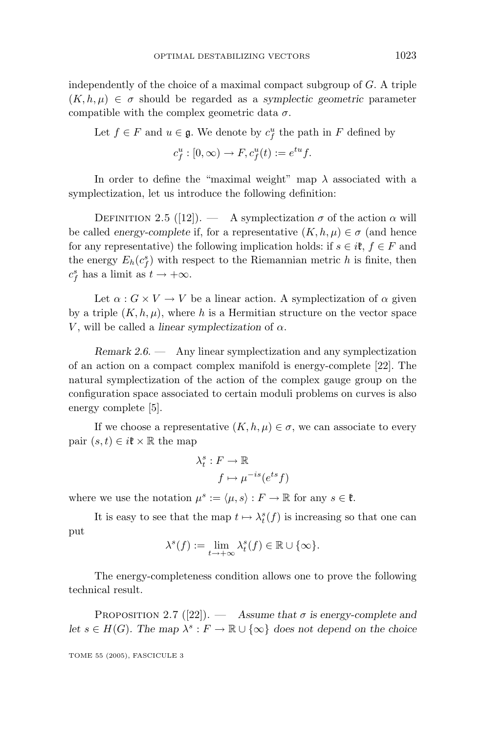independently of the choice of a maximal compact subgroup of $G$. A triple $(K, h, \mu) \in \sigma$ should be regarded as a *symplectic geometric* parameter compatible with the complex geometric data $\sigma$.

Let $f \in F$ and $u \in \mathfrak{g}$. We denote by $c_f^u$ the path in $F$ defined by

$$c_f^u : [0, \infty) \to F, c_f^u(t) := e^{tu} f.$$

In order to define the "maximal weight" map $\lambda$ associated with a symplectization, let us introduce the following definition:

Definition 2.5 ([12]). — A symplectization $\sigma$ of the action $\alpha$ will be called *energy-complete* if, for a representative $(K, h, \mu) \in \sigma$ (and hence for any representative) the following implication holds: if $s \in i\mathfrak{k}$, $f \in F$ and the energy $E_h(c_f^s)$ with respect to the Riemannian metric $h$ is finite, then $c_f^s$ has a limit as $t \to +\infty$.

Let $\alpha : G \times V \to V$ be a linear action. A symplectization of $\alpha$ given by a triple $(K, h, \mu)$, where $h$ is a Hermitian structure on the vector space $V$, will be called a *linear symplectization* of $\alpha$.

*Remark 2.6.* — Any linear symplectization and any symplectization of an action on a compact complex manifold is energy-complete [22]. The natural symplectization of the action of the complex gauge group on the configuration space associated to certain moduli problems on curves is also energy complete [5].

If we choose a representative $(K, h, \mu) \in \sigma$, we can associate to every pair $(s, t) \in i\mathfrak{k} \times \mathbb{R}$ the map

$$\lambda_t^s : F \to \mathbb{R}$$
$$f \mapsto \mu^{-is}(e^{ts} f)$$

where we use the notation $\mu^s := \langle \mu, s \rangle : F \to \mathbb{R}$ for any $s \in \mathfrak{k}$.

It is easy to see that the map $t \mapsto \lambda_t^s(f)$ is increasing so that one can put

$$\lambda^s(f) := \lim_{t \to +\infty} \lambda_t^s(f) \in \mathbb{R} \cup \{\infty\}.$$

The energy-completeness condition allows one to prove the following technical result.

Proposition 2.7 ([22]). — *Assume that $\sigma$ is energy-complete and let $s \in H(G)$. The map $\lambda^s : F \to \mathbb{R} \cup \{\infty\}$ does not depend on the choice*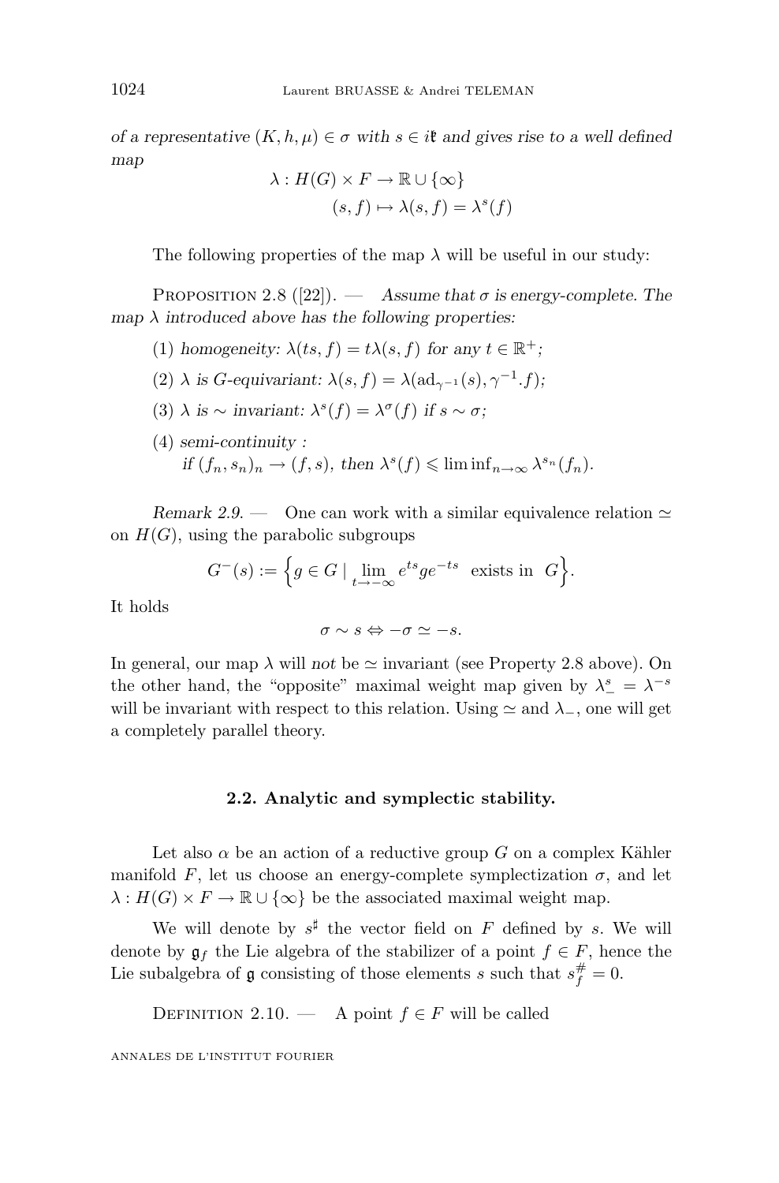*of a representative $(K, h, \mu) \in \sigma$ with $s \in i\mathfrak{k}$ and gives rise to a well defined map*

$$\lambda : H(G) \times F \to \mathbb{R} \cup \{\infty\}$$
$$(s, f) \mapsto \lambda(s, f) = \lambda^s(f)$$

The following properties of the map $\lambda$ will be useful in our study:

Proposition 2.8 ([22]). — *Assume that $\sigma$ is energy-complete. The map $\lambda$ introduced above has the following properties:*

1. *homogeneity: $\lambda(ts, f) = t\lambda(s, f)$ for any $t \in \mathbb{R}^+$;*
2. *$\lambda$ is $G$-equivariant: $\lambda(s, f) = \lambda(\mathrm{ad}_{\gamma^{-1}}(s), \gamma^{-1}.f)$;*
3. *$\lambda$ is $\sim$ invariant: $\lambda^s(f) = \lambda^\sigma(f)$ if $s \sim \sigma$;*
4. *semi-continuity :*
   *if $(f_n, s_n)_n \to (f, s)$, then $\lambda^s(f) \leqslant \liminf_{n\to\infty} \lambda^{s_n}(f_n)$.*

*Remark 2.9.* — One can work with a similar equivalence relation $\simeq$ on $H(G)$, using the parabolic subgroups

$$G^-(s) := \Big\{ g \in G \mid \lim_{t\to-\infty} e^{ts} g e^{-ts} \text{ exists in } G \Big\}.$$

It holds

$$\sigma \sim s \Leftrightarrow -\sigma \simeq -s.$$

In general, our map $\lambda$ will *not* be $\simeq$ invariant (see Property 2.8 above). On the other hand, the "opposite" maximal weight map given by $\lambda^s_- = \lambda^{-s}$ will be invariant with respect to this relation. Using $\simeq$ and $\lambda_-$, one will get a completely parallel theory.

## 2.2. Analytic and symplectic stability.

Let also $\alpha$ be an action of a reductive group $G$ on a complex Kähler manifold $F$, let us choose an energy-complete symplectization $\sigma$, and let $\lambda : H(G) \times F \to \mathbb{R} \cup \{\infty\}$ be the associated maximal weight map.

We will denote by $s^\sharp$ the vector field on $F$ defined by $s$. We will denote by $\mathfrak{g}_f$ the Lie algebra of the stabilizer of a point $f \in F$, hence the Lie subalgebra of $\mathfrak{g}$ consisting of those elements $s$ such that $s^\#_f = 0$.

Definition 2.10. — A point $f \in F$ will be called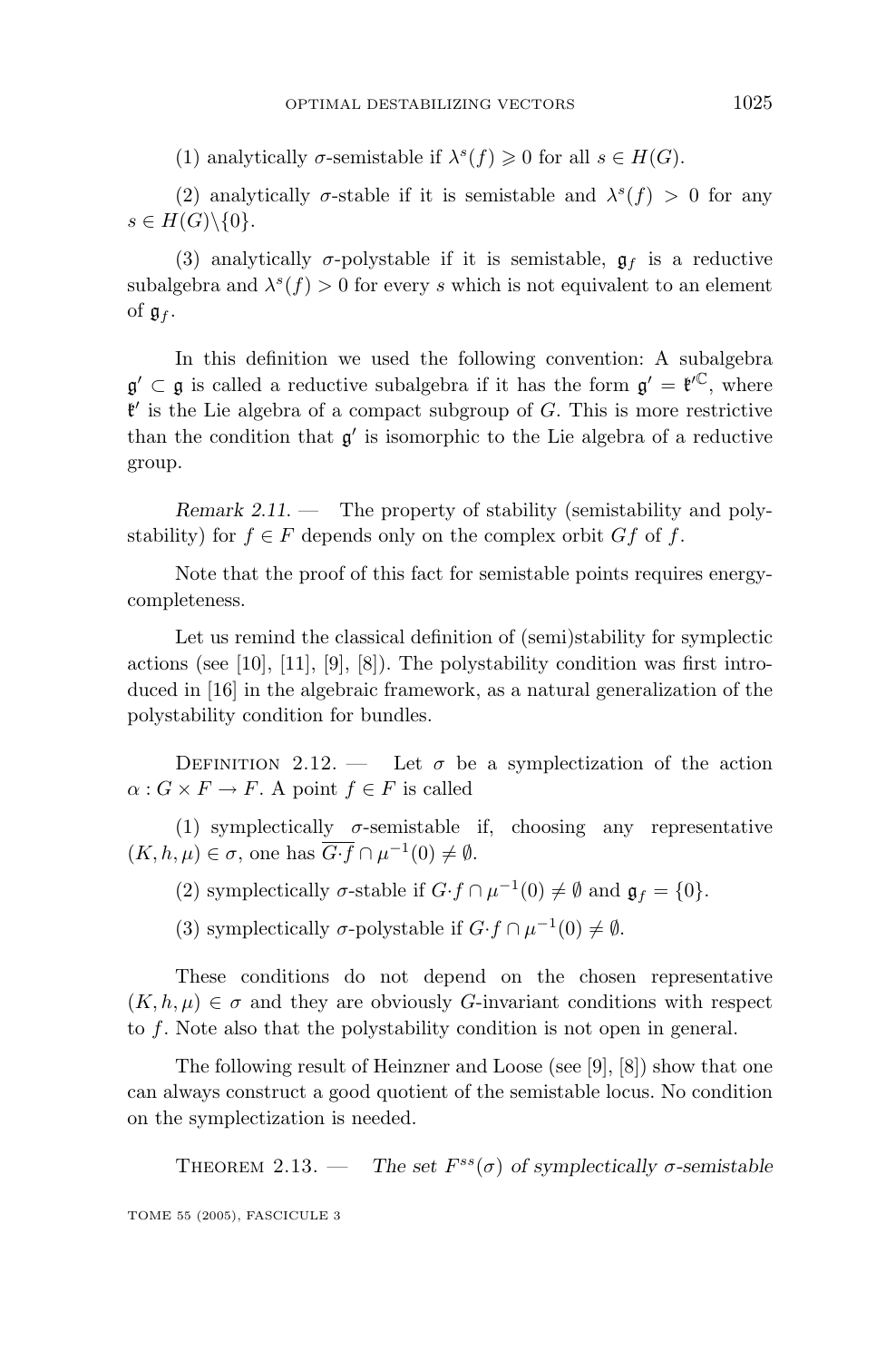(1) analytically $\sigma$-semistable if $\lambda^s(f) \geqslant 0$ for all $s \in H(G)$.

(2) analytically $\sigma$-stable if it is semistable and $\lambda^s(f) > 0$ for any $s \in H(G) \backslash \{0\}$.

(3) analytically $\sigma$-polystable if it is semistable, $\mathfrak{g}_f$ is a reductive subalgebra and $\lambda^s(f) > 0$ for every $s$ which is not equivalent to an element of $\mathfrak{g}_f$.

In this definition we used the following convention: A subalgebra $\mathfrak{g}' \subset \mathfrak{g}$ is called a reductive subalgebra if it has the form $\mathfrak{g}' = \mathfrak{k}'^{\mathbb{C}}$, where $\mathfrak{k}'$ is the Lie algebra of a compact subgroup of $G$. This is more restrictive than the condition that $\mathfrak{g}'$ is isomorphic to the Lie algebra of a reductive group.

*Remark 2.11.* — The property of stability (semistability and polystability) for $f \in F$ depends only on the complex orbit $Gf$ of $f$.

Note that the proof of this fact for semistable points requires energy-completeness.

Let us remind the classical definition of (semi)stability for symplectic actions (see [10], [11], [9], [8]). The polystability condition was first introduced in [16] in the algebraic framework, as a natural generalization of the polystability condition for bundles.

Definition 2.12. — Let $\sigma$ be a symplectization of the action $\alpha : G \times F \to F$. A point $f \in F$ is called

(1) symplectically $\sigma$-semistable if, choosing any representative $(K, h, \mu) \in \sigma$, one has $\overline{G{\cdot}f} \cap \mu^{-1}(0) \neq \emptyset$.

(2) symplectically $\sigma$-stable if $G{\cdot}f \cap \mu^{-1}(0) \neq \emptyset$ and $\mathfrak{g}_f = \{0\}$.

(3) symplectically $\sigma$-polystable if $G{\cdot}f \cap \mu^{-1}(0) \neq \emptyset$.

These conditions do not depend on the chosen representative $(K, h, \mu) \in \sigma$ and they are obviously $G$-invariant conditions with respect to $f$. Note also that the polystability condition is not open in general.

The following result of Heinzner and Loose (see [9], [8]) show that one can always construct a good quotient of the semistable locus. No condition on the symplectization is needed.

Theorem 2.13. — *The set $F^{ss}(\sigma)$ of symplectically $\sigma$-semistable*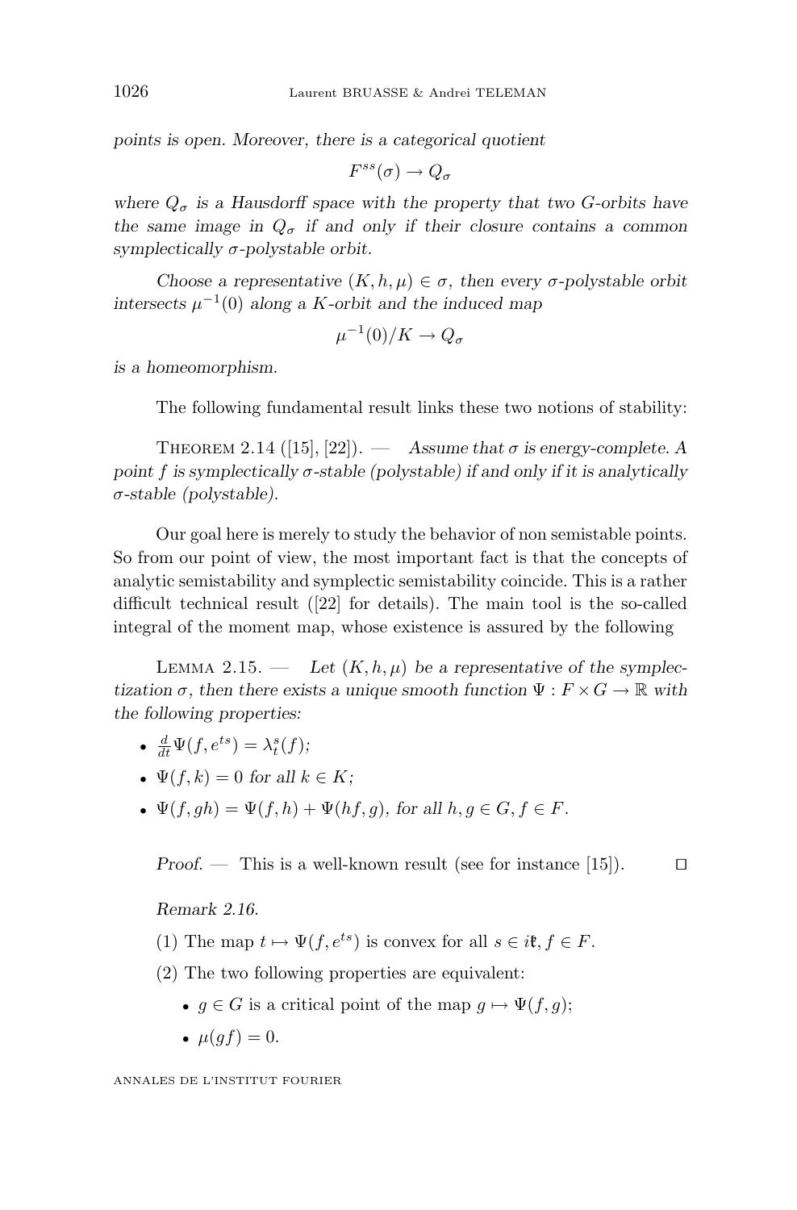*points is open. Moreover, there is a categorical quotient*

$$F^{ss}(\sigma) \to Q_\sigma$$

*where $Q_\sigma$ is a Hausdorff space with the property that two $G$-orbits have the same image in $Q_\sigma$ if and only if their closure contains a common symplectically $\sigma$-polystable orbit.*

*Choose a representative $(K, h, \mu) \in \sigma$, then every $\sigma$-polystable orbit intersects $\mu^{-1}(0)$ along a $K$-orbit and the induced map*

$$\mu^{-1}(0)/K \to Q_\sigma$$

*is a homeomorphism.*

The following fundamental result links these two notions of stability:

Theorem 2.14 ([15], [22]). — *Assume that $\sigma$ is energy-complete. A point $f$ is symplectically $\sigma$-stable (polystable) if and only if it is analytically $\sigma$-stable (polystable).*

Our goal here is merely to study the behavior of non semistable points. So from our point of view, the most important fact is that the concepts of analytic semistability and symplectic semistability coincide. This is a rather difficult technical result ([22] for details). The main tool is the so-called integral of the moment map, whose existence is assured by the following

Lemma 2.15. — *Let $(K, h, \mu)$ be a representative of the symplectization $\sigma$, then there exists a unique smooth function $\Psi : F \times G \to \mathbb{R}$ with the following properties:*

- $\frac{d}{dt}\Psi(f, e^{ts}) = \lambda^s_t(f)$*;*
- $\Psi(f, k) = 0$ *for all $k \in K$;*
- $\Psi(f, gh) = \Psi(f, h) + \Psi(hf, g)$*, for all $h, g \in G$, $f \in F$.*

*Proof.* — This is a well-known result (see for instance [15]). □

*Remark 2.16.*

(1) The map $t \mapsto \Psi(f, e^{ts})$ is convex for all $s \in i\mathfrak{k}$, $f \in F$.

(2) The two following properties are equivalent:

- $g \in G$ is a critical point of the map $g \mapsto \Psi(f, g)$;
- $\mu(gf) = 0$.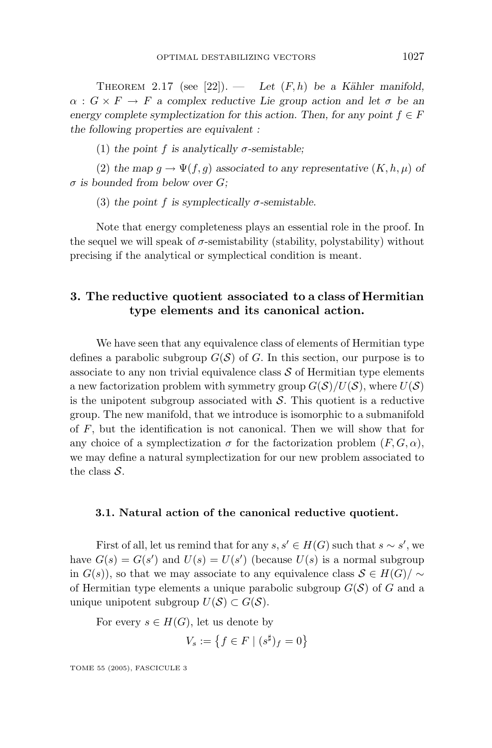THEOREM 2.17 (see [22]). — *Let $(F, h)$ be a Kähler manifold, $\alpha : G \times F \to F$ a complex reductive Lie group action and let $\sigma$ be an energy complete symplectization for this action. Then, for any point $f \in F$ the following properties are equivalent :*

(1) *the point $f$ is analytically $\sigma$-semistable;*

(2) *the map $g \to \Psi(f, g)$ associated to any representative $(K, h, \mu)$ of $\sigma$ is bounded from below over $G$;*

(3) *the point $f$ is symplectically $\sigma$-semistable.*

Note that energy completeness plays an essential role in the proof. In the sequel we will speak of $\sigma$-semistability (stability, polystability) without precising if the analytical or symplectical condition is meant.

## 3. The reductive quotient associated to a class of Hermitian type elements and its canonical action.

We have seen that any equivalence class of elements of Hermitian type defines a parabolic subgroup $G(\mathcal{S})$ of $G$. In this section, our purpose is to associate to any non trivial equivalence class $\mathcal{S}$ of Hermitian type elements a new factorization problem with symmetry group $G(\mathcal{S})/U(\mathcal{S})$, where $U(\mathcal{S})$ is the unipotent subgroup associated with $\mathcal{S}$. This quotient is a reductive group. The new manifold, that we introduce is isomorphic to a submanifold of $F$, but the identification is not canonical. Then we will show that for any choice of a symplectization $\sigma$ for the factorization problem $(F, G, \alpha)$, we may define a natural symplectization for our new problem associated to the class $\mathcal{S}$.

### 3.1. Natural action of the canonical reductive quotient.

First of all, let us remind that for any $s, s' \in H(G)$ such that $s \sim s'$, we have $G(s) = G(s')$ and $U(s) = U(s')$ (because $U(s)$ is a normal subgroup in $G(s)$), so that we may associate to any equivalence class $\mathcal{S} \in H(G)/\sim$ of Hermitian type elements a unique parabolic subgroup $G(\mathcal{S})$ of $G$ and a unique unipotent subgroup $U(\mathcal{S}) \subset G(\mathcal{S})$.

For every $s \in H(G)$, let us denote by

$$V_s := \left\{ f \in F \mid (s^\sharp)_f = 0 \right\}$$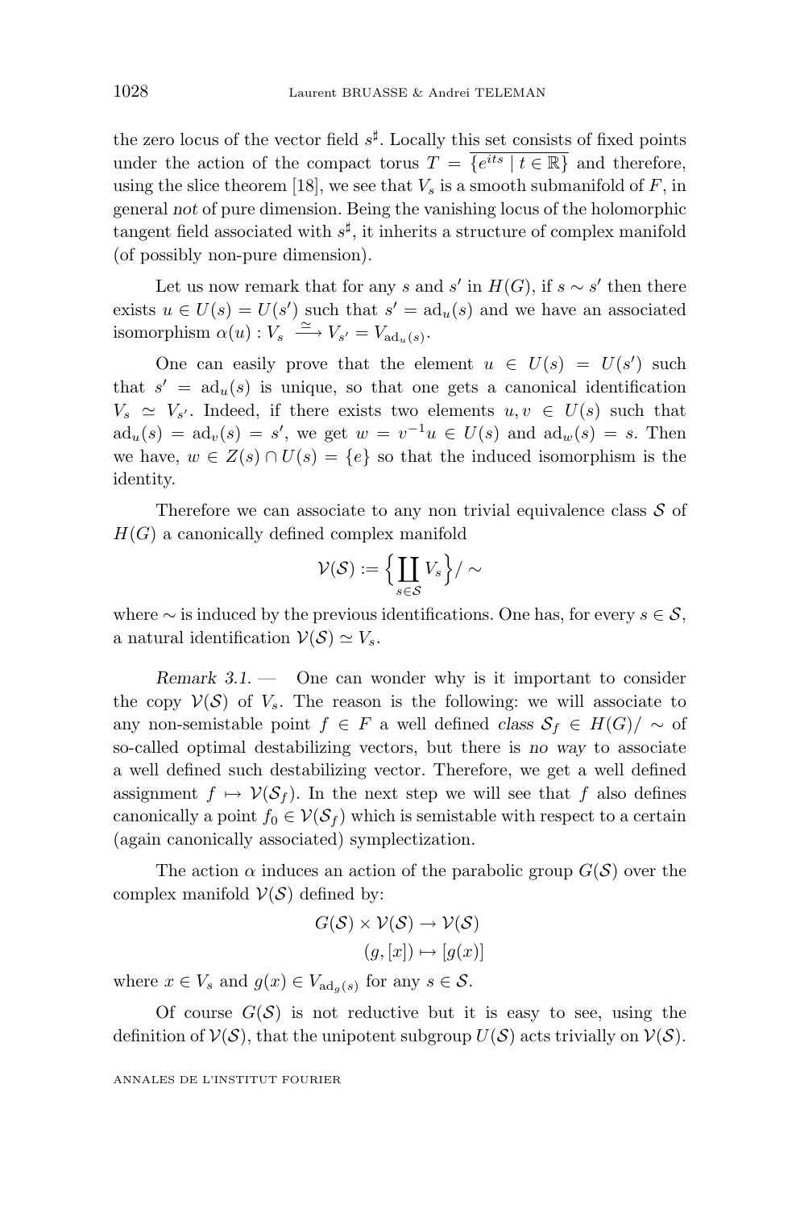the zero locus of the vector field $s^\sharp$. Locally this set consists of fixed points under the action of the compact torus $T = \overline{\{e^{its} \mid t \in \mathbb{R}\}}$ and therefore, using the slice theorem [18], we see that $V_s$ is a smooth submanifold of $F$, in general *not* of pure dimension. Being the vanishing locus of the holomorphic tangent field associated with $s^\sharp$, it inherits a structure of complex manifold (of possibly non-pure dimension).

Let us now remark that for any $s$ and $s'$ in $H(G)$, if $s \sim s'$ then there exists $u \in U(s) = U(s')$ such that $s' = \mathrm{ad}_u(s)$ and we have an associated isomorphism $\alpha(u) : V_s \xrightarrow{\simeq} V_{s'} = V_{\mathrm{ad}_u(s)}$.

One can easily prove that the element $u \in U(s) = U(s')$ such that $s' = \mathrm{ad}_u(s)$ is unique, so that one gets a canonical identification $V_s \simeq V_{s'}$. Indeed, if there exists two elements $u, v \in U(s)$ such that $\mathrm{ad}_u(s) = \mathrm{ad}_v(s) = s'$, we get $w = v^{-1}u \in U(s)$ and $\mathrm{ad}_w(s) = s$. Then we have, $w \in Z(s) \cap U(s) = \{e\}$ so that the induced isomorphism is the identity.

Therefore we can associate to any non trivial equivalence class $\mathcal{S}$ of $H(G)$ a canonically defined complex manifold

$$\mathcal{V}(\mathcal{S}) := \Big\{ \coprod_{s \in \mathcal{S}} V_s \Big\} / \sim$$

where $\sim$ is induced by the previous identifications. One has, for every $s \in \mathcal{S}$, a natural identification $\mathcal{V}(\mathcal{S}) \simeq V_s$.

*Remark 3.1.* — One can wonder why is it important to consider the copy $\mathcal{V}(\mathcal{S})$ of $V_s$. The reason is the following: we will associate to any non-semistable point $f \in F$ a well defined *class* $\mathcal{S}_f \in H(G)/\sim$ of so-called optimal destabilizing vectors, but there is *no way* to associate a well defined such destabilizing vector. Therefore, we get a well defined assignment $f \mapsto \mathcal{V}(\mathcal{S}_f)$. In the next step we will see that $f$ also defines canonically a point $f_0 \in \mathcal{V}(\mathcal{S}_f)$ which is semistable with respect to a certain (again canonically associated) symplectization.

The action $\alpha$ induces an action of the parabolic group $G(\mathcal{S})$ over the complex manifold $\mathcal{V}(\mathcal{S})$ defined by:

$$\begin{aligned} G(\mathcal{S}) \times \mathcal{V}(\mathcal{S}) &\to \mathcal{V}(\mathcal{S}) \\ (g, [x]) &\mapsto [g(x)] \end{aligned}$$

where $x \in V_s$ and $g(x) \in V_{\mathrm{ad}_g(s)}$ for any $s \in \mathcal{S}$.

Of course $G(\mathcal{S})$ is not reductive but it is easy to see, using the definition of $\mathcal{V}(\mathcal{S})$, that the unipotent subgroup $U(\mathcal{S})$ acts trivially on $\mathcal{V}(\mathcal{S})$.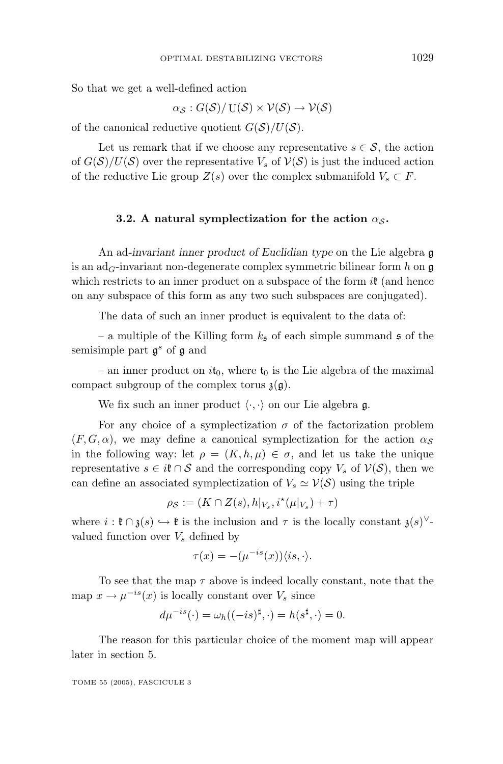So that we get a well-defined action

$$\alpha_{\mathcal{S}} : G(\mathcal{S})/\,\mathrm{U}(\mathcal{S}) \times \mathcal{V}(\mathcal{S}) \to \mathcal{V}(\mathcal{S})$$

of the canonical reductive quotient $G(\mathcal{S})/U(\mathcal{S})$.

Let us remark that if we choose any representative $s \in \mathcal{S}$, the action of $G(\mathcal{S})/U(\mathcal{S})$ over the representative $V_s$ of $\mathcal{V}(\mathcal{S})$ is just the induced action of the reductive Lie group $Z(s)$ over the complex submanifold $V_s \subset F$.

### 3.2. A natural symplectization for the action $\alpha_{\mathcal{S}}$.

An ad-*invariant inner product of Euclidian type* on the Lie algebra $\mathfrak{g}$ is an $\mathrm{ad}_G$-invariant non-degenerate complex symmetric bilinear form $h$ on $\mathfrak{g}$ which restricts to an inner product on a subspace of the form $i\mathfrak{k}$ (and hence on any subspace of this form as any two such subspaces are conjugated).

The data of such an inner product is equivalent to the data of:

– a multiple of the Killing form $k_{\mathfrak{s}}$ of each simple summand $\mathfrak{s}$ of the semisimple part $\mathfrak{g}^s$ of $\mathfrak{g}$ and

– an inner product on $i\mathfrak{t}_0$, where $\mathfrak{t}_0$ is the Lie algebra of the maximal compact subgroup of the complex torus $\mathfrak{z}(\mathfrak{g})$.

We fix such an inner product $\langle \cdot, \cdot \rangle$ on our Lie algebra $\mathfrak{g}$.

For any choice of a symplectization $\sigma$ of the factorization problem $(F, G, \alpha)$, we may define a canonical symplectization for the action $\alpha_{\mathcal{S}}$ in the following way: let $\rho = (K, h, \mu) \in \sigma$, and let us take the unique representative $s \in i\mathfrak{k} \cap \mathcal{S}$ and the corresponding copy $V_s$ of $\mathcal{V}(\mathcal{S})$, then we can define an associated symplectization of $V_s \simeq \mathcal{V}(\mathcal{S})$ using the triple

$$\rho_{\mathcal{S}} := (K \cap Z(s), h|_{V_s}, i^\star(\mu|_{V_s}) + \tau)$$

where $i : \mathfrak{k} \cap \mathfrak{z}(s) \hookrightarrow \mathfrak{k}$ is the inclusion and $\tau$ is the locally constant $\mathfrak{z}(s)^\vee$-valued function over $V_s$ defined by

$$\tau(x) = -(\mu^{-is}(x))\langle is, \cdot \rangle.$$

To see that the map $\tau$ above is indeed locally constant, note that the map $x \to \mu^{-is}(x)$ is locally constant over $V_s$ since

$$d\mu^{-is}(\cdot) = \omega_h((-is)^\sharp, \cdot) = h(s^\sharp, \cdot) = 0.$$

The reason for this particular choice of the moment map will appear later in section 5.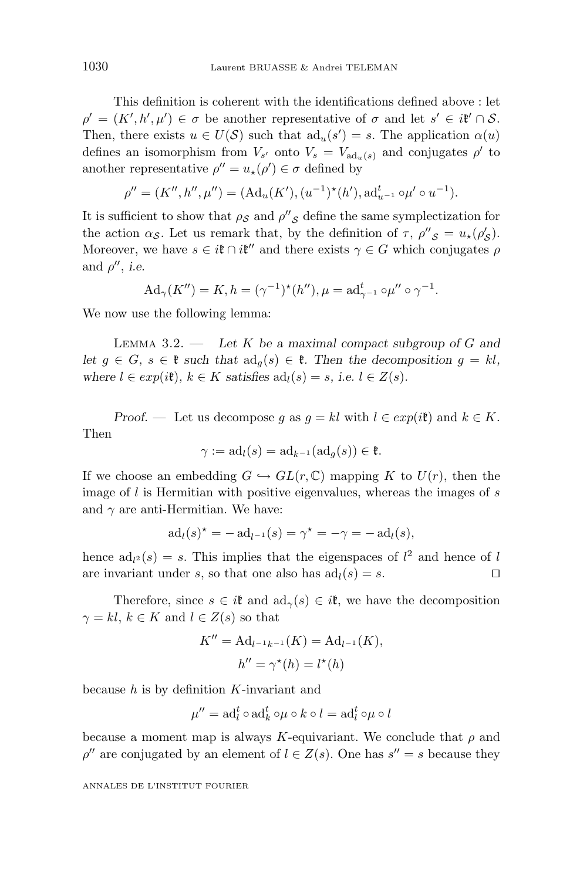This definition is coherent with the identifications defined above : let $\rho' = (K', h', \mu') \in \sigma$ be another representative of $\sigma$ and let $s' \in i\mathfrak{k}' \cap \mathcal{S}$. Then, there exists $u \in U(\mathcal{S})$ such that $\mathrm{ad}_u(s') = s$. The application $\alpha(u)$ defines an isomorphism from $V_{s'}$ onto $V_s = V_{\mathrm{ad}_u(s)}$ and conjugates $\rho'$ to another representative $\rho'' = u_\star(\rho') \in \sigma$ defined by

$$\rho'' = (K'', h'', \mu'') = (\mathrm{Ad}_u(K'), (u^{-1})^\star(h'), \mathrm{ad}^t_{u^{-1}} \circ \mu' \circ u^{-1}).$$

It is sufficient to show that $\rho_{\mathcal{S}}$ and $\rho''_{\mathcal{S}}$ define the same symplectization for the action $\alpha_{\mathcal{S}}$. Let us remark that, by the definition of $\tau$, $\rho''_{\mathcal{S}} = u_\star(\rho'_{\mathcal{S}})$. Moreover, we have $s \in i\mathfrak{k} \cap i\mathfrak{k}''$ and there exists $\gamma \in G$ which conjugates $\rho$ and $\rho''$, *i.e.*

$$\mathrm{Ad}_\gamma(K'') = K, h = (\gamma^{-1})^\star(h''), \mu = \mathrm{ad}^t_{\gamma^{-1}} \circ \mu'' \circ \gamma^{-1}.$$

We now use the following lemma:

Lemma 3.2. — *Let $K$ be a maximal compact subgroup of $G$ and let $g \in G$, $s \in \mathfrak{k}$ such that $\mathrm{ad}_g(s) \in \mathfrak{k}$. Then the decomposition $g = kl$, where $l \in exp(i\mathfrak{k})$, $k \in K$ satisfies $\mathrm{ad}_l(s) = s$, i.e. $l \in Z(s)$.*

*Proof.* — Let us decompose $g$ as $g = kl$ with $l \in exp(i\mathfrak{k})$ and $k \in K$. Then

$$\gamma := \mathrm{ad}_l(s) = \mathrm{ad}_{k^{-1}}(\mathrm{ad}_g(s)) \in \mathfrak{k}.$$

If we choose an embedding $G \hookrightarrow GL(r, \mathbb{C})$ mapping $K$ to $U(r)$, then the image of $l$ is Hermitian with positive eigenvalues, whereas the images of $s$ and $\gamma$ are anti-Hermitian. We have:

$$\mathrm{ad}_l(s)^\star = -\,\mathrm{ad}_{l^{-1}}(s) = \gamma^\star = -\gamma = -\,\mathrm{ad}_l(s),$$

hence $\mathrm{ad}_{l^2}(s) = s$. This implies that the eigenspaces of $l^2$ and hence of $l$ are invariant under $s$, so that one also has $\mathrm{ad}_l(s) = s$. $\square$

Therefore, since $s \in i\mathfrak{k}$ and $\mathrm{ad}_\gamma(s) \in i\mathfrak{k}$, we have the decomposition $\gamma = kl$, $k \in K$ and $l \in Z(s)$ so that

$$K'' = \mathrm{Ad}_{l^{-1}k^{-1}}(K) = \mathrm{Ad}_{l^{-1}}(K),$$
$$h'' = \gamma^\star(h) = l^\star(h)$$

because $h$ is by definition $K$-invariant and

$$\mu'' = \mathrm{ad}^t_l \circ \mathrm{ad}^t_k \circ \mu \circ k \circ l = \mathrm{ad}^t_l \circ \mu \circ l$$

because a moment map is always $K$-equivariant. We conclude that $\rho$ and $\rho''$ are conjugated by an element of $l \in Z(s)$. One has $s'' = s$ because they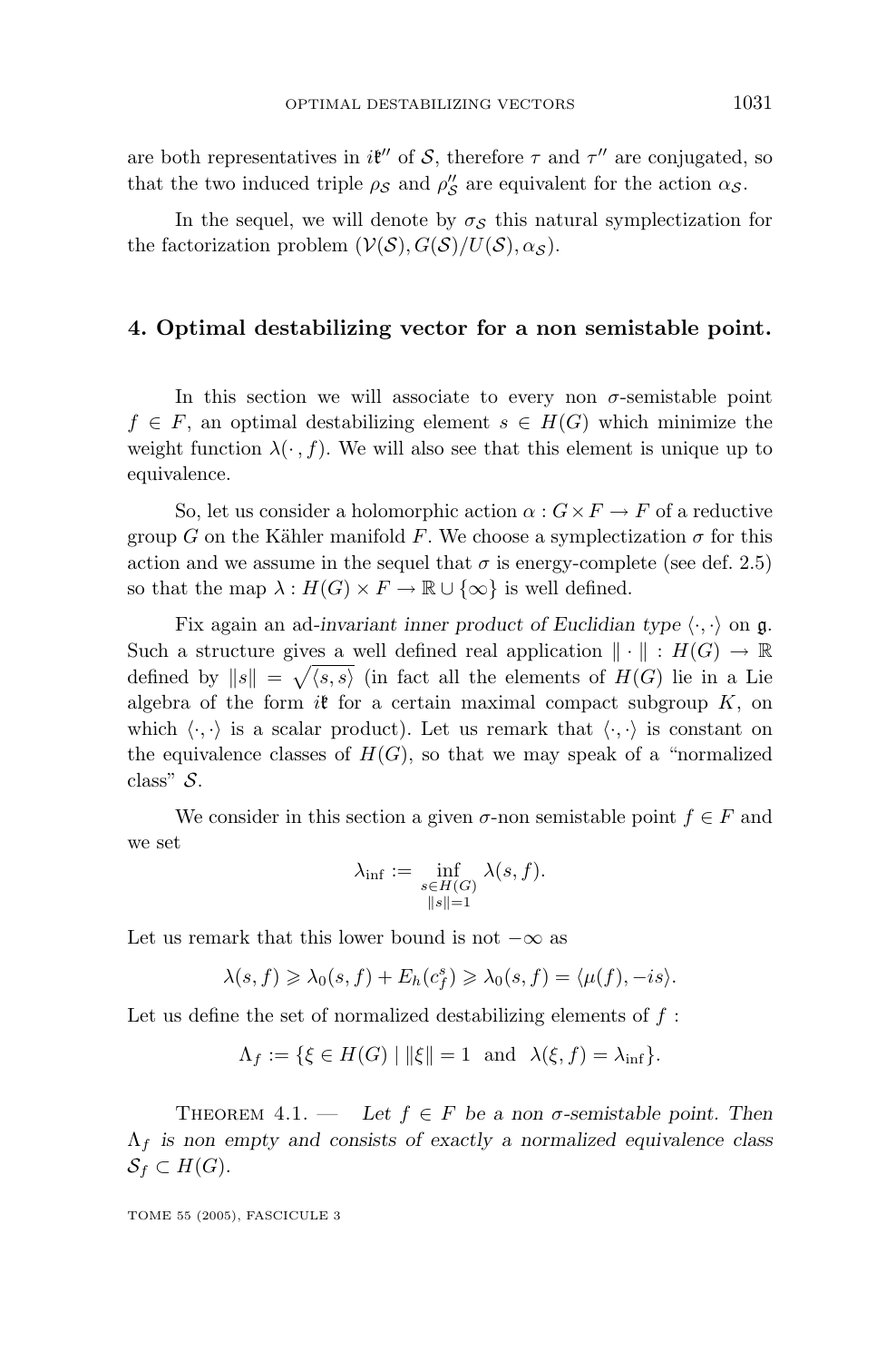are both representatives in $i\mathfrak{k}''$ of $\mathcal{S}$, therefore $\tau$ and $\tau''$ are conjugated, so that the two induced triple $\rho_{\mathcal{S}}$ and $\rho''_{\mathcal{S}}$ are equivalent for the action $\alpha_{\mathcal{S}}$.

In the sequel, we will denote by $\sigma_{\mathcal{S}}$ this natural symplectization for the factorization problem $(\mathcal{V}(\mathcal{S}), G(\mathcal{S})/U(\mathcal{S}), \alpha_{\mathcal{S}})$.

## 4. Optimal destabilizing vector for a non semistable point.

In this section we will associate to every non $\sigma$-semistable point $f \in F$, an optimal destabilizing element $s \in H(G)$ which minimize the weight function $\lambda(\cdot, f)$. We will also see that this element is unique up to equivalence.

So, let us consider a holomorphic action $\alpha : G \times F \to F$ of a reductive group $G$ on the Kähler manifold $F$. We choose a symplectization $\sigma$ for this action and we assume in the sequel that $\sigma$ is energy-complete (see def. 2.5) so that the map $\lambda : H(G) \times F \to \mathbb{R} \cup \{\infty\}$ is well defined.

Fix again an ad-*invariant inner product of Euclidian type* $\langle \cdot, \cdot \rangle$ on $\mathfrak{g}$. Such a structure gives a well defined real application $\| \cdot \| : H(G) \to \mathbb{R}$ defined by $\|s\| = \sqrt{\langle s, s \rangle}$ (in fact all the elements of $H(G)$ lie in a Lie algebra of the form $i\mathfrak{k}$ for a certain maximal compact subgroup $K$, on which $\langle \cdot, \cdot \rangle$ is a scalar product). Let us remark that $\langle \cdot, \cdot \rangle$ is constant on the equivalence classes of $H(G)$, so that we may speak of a "normalized class" $\mathcal{S}$.

We consider in this section a given $\sigma$-non semistable point $f \in F$ and we set

$$\lambda_{\inf} := \inf_{\substack{s \in H(G) \\ \|s\|=1}} \lambda(s, f).$$

Let us remark that this lower bound is not $-\infty$ as

$$\lambda(s, f) \geqslant \lambda_0(s, f) + E_h(c_f^s) \geqslant \lambda_0(s, f) = \langle \mu(f), -is \rangle.$$

Let us define the set of normalized destabilizing elements of $f$ :

$$\Lambda_f := \{\xi \in H(G) \mid \|\xi\| = 1 \ \text{ and } \ \lambda(\xi, f) = \lambda_{\inf}\}.$$

THEOREM 4.1. — *Let $f \in F$ be a non $\sigma$-semistable point. Then $\Lambda_f$ is non empty and consists of exactly a normalized equivalence class $\mathcal{S}_f \subset H(G)$.*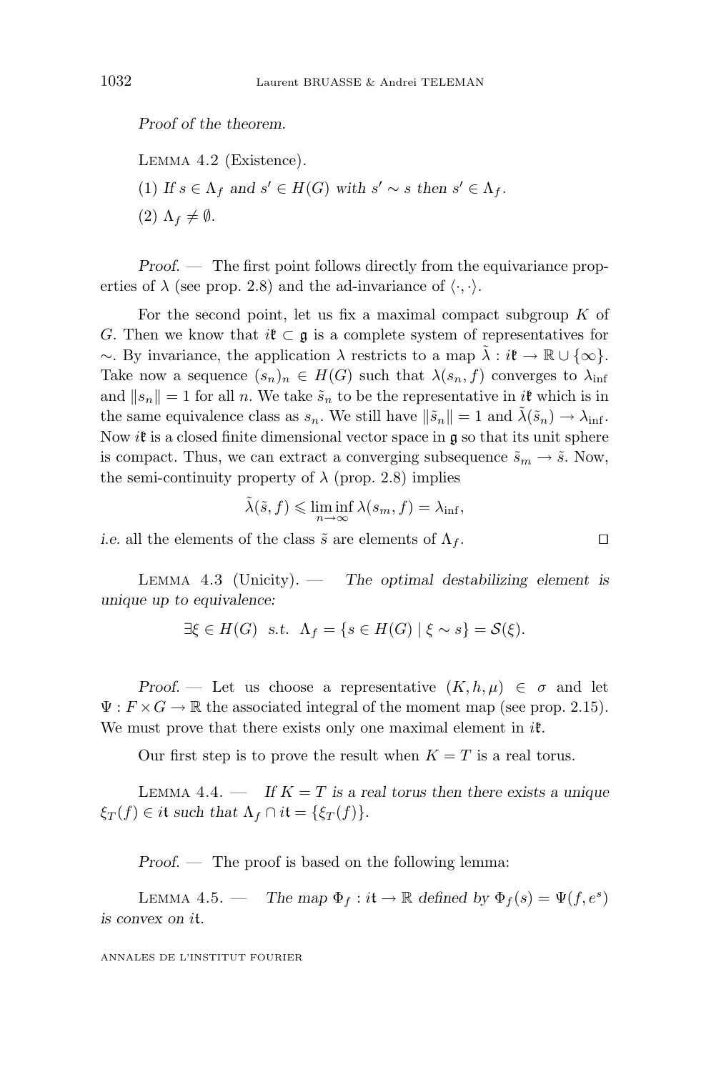*Proof of the theorem.*

Lemma 4.2 (Existence).

(1) *If $s \in \Lambda_f$ and $s' \in H(G)$ with $s' \sim s$ then $s' \in \Lambda_f$.*

(2) $\Lambda_f \neq \emptyset$.

*Proof.* — The first point follows directly from the equivariance properties of $\lambda$ (see prop. 2.8) and the ad-invariance of $\langle \cdot, \cdot \rangle$.

For the second point, let us fix a maximal compact subgroup $K$ of $G$. Then we know that $i\mathfrak{k} \subset \mathfrak{g}$ is a complete system of representatives for $\sim$. By invariance, the application $\lambda$ restricts to a map $\tilde{\lambda} : i\mathfrak{k} \to \mathbb{R} \cup \{\infty\}$. Take now a sequence $(s_n)_n \in H(G)$ such that $\lambda(s_n, f)$ converges to $\lambda_{\inf}$ and $\|s_n\| = 1$ for all $n$. We take $\tilde{s}_n$ to be the representative in $i\mathfrak{k}$ which is in the same equivalence class as $s_n$. We still have $\|\tilde{s}_n\| = 1$ and $\tilde{\lambda}(\tilde{s}_n) \to \lambda_{\inf}$. Now $i\mathfrak{k}$ is a closed finite dimensional vector space in $\mathfrak{g}$ so that its unit sphere is compact. Thus, we can extract a converging subsequence $\tilde{s}_m \to \tilde{s}$. Now, the semi-continuity property of $\lambda$ (prop. 2.8) implies

$$\tilde{\lambda}(\tilde{s}, f) \leqslant \liminf_{n \to \infty} \lambda(s_m, f) = \lambda_{\inf},$$

*i.e.* all the elements of the class $\tilde{s}$ are elements of $\Lambda_f$. □

Lemma 4.3 (Unicity). — *The optimal destabilizing element is unique up to equivalence:*

$$\exists \xi \in H(G) \;\; s.t. \;\; \Lambda_f = \{s \in H(G) \mid \xi \sim s\} = \mathcal{S}(\xi).$$

*Proof.* — Let us choose a representative $(K, h, \mu) \in \sigma$ and let $\Psi : F \times G \to \mathbb{R}$ the associated integral of the moment map (see prop. 2.15). We must prove that there exists only one maximal element in $i\mathfrak{k}$.

Our first step is to prove the result when $K = T$ is a real torus.

Lemma 4.4. — *If $K = T$ is a real torus then there exists a unique $\xi_T(f) \in i\mathfrak{t}$ such that $\Lambda_f \cap i\mathfrak{t} = \{\xi_T(f)\}$.*

*Proof.* — The proof is based on the following lemma:

Lemma 4.5. — *The map $\Phi_f : i\mathfrak{t} \to \mathbb{R}$ defined by $\Phi_f(s) = \Psi(f, e^s)$ is convex on $i\mathfrak{t}$.*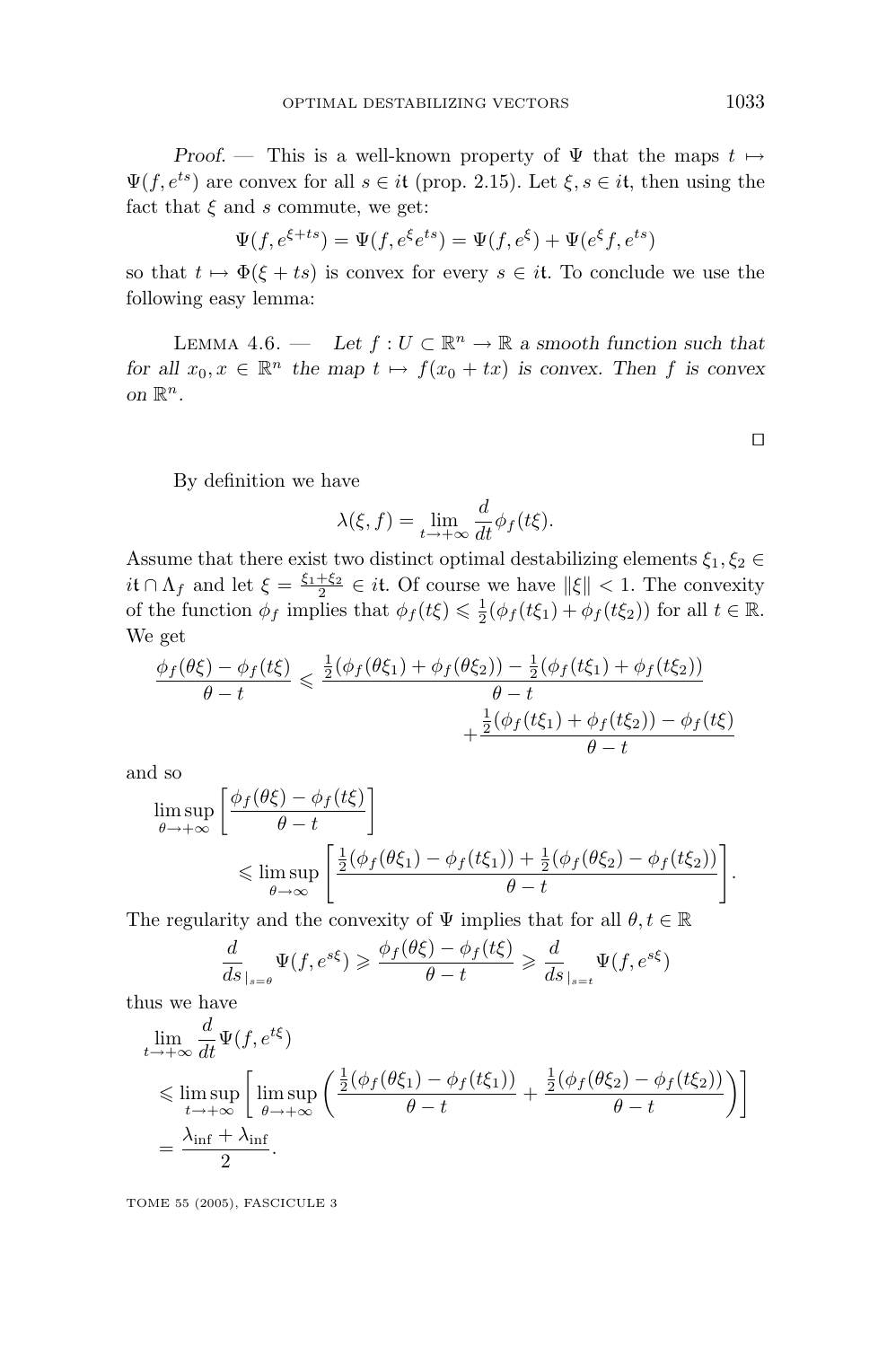*Proof*. — This is a well-known property of $\Psi$ that the maps $t \mapsto \Psi(f, e^{ts})$ are convex for all $s \in i\mathfrak{t}$ (prop. 2.15). Let $\xi, s \in i\mathfrak{t}$, then using the fact that $\xi$ and $s$ commute, we get:

$$\Psi(f, e^{\xi + ts}) = \Psi(f, e^{\xi} e^{ts}) = \Psi(f, e^{\xi}) + \Psi(e^{\xi} f, e^{ts})$$

so that $t \mapsto \Phi(\xi + ts)$ is convex for every $s \in i\mathfrak{t}$. To conclude we use the following easy lemma:

Lemma 4.6. — *Let $f : U \subset \mathbb{R}^n \to \mathbb{R}$ a smooth function such that for all $x_0, x \in \mathbb{R}^n$ the map $t \mapsto f(x_0 + tx)$ is convex. Then $f$ is convex on $\mathbb{R}^n$.*

□

By definition we have

$$\lambda(\xi, f) = \lim_{t \to +\infty} \frac{d}{dt} \phi_f(t\xi).$$

Assume that there exist two distinct optimal destabilizing elements $\xi_1, \xi_2 \in i\mathfrak{t} \cap \Lambda_f$ and let $\xi = \frac{\xi_1 + \xi_2}{2} \in i\mathfrak{t}$. Of course we have $\|\xi\| < 1$. The convexity of the function $\phi_f$ implies that $\phi_f(t\xi) \leqslant \frac{1}{2}(\phi_f(t\xi_1) + \phi_f(t\xi_2))$ for all $t \in \mathbb{R}$. We get

$$\frac{\phi_f(\theta\xi) - \phi_f(t\xi)}{\theta - t} \leqslant \frac{\frac{1}{2}(\phi_f(\theta\xi_1) + \phi_f(\theta\xi_2)) - \frac{1}{2}(\phi_f(t\xi_1) + \phi_f(t\xi_2))}{\theta - t} + \frac{\frac{1}{2}(\phi_f(t\xi_1) + \phi_f(t\xi_2)) - \phi_f(t\xi)}{\theta - t}$$

and so

$$\limsup_{\theta \to +\infty} \left[ \frac{\phi_f(\theta\xi) - \phi_f(t\xi)}{\theta - t} \right] \leqslant \limsup_{\theta \to \infty} \left[ \frac{\frac{1}{2}(\phi_f(\theta\xi_1) - \phi_f(t\xi_1)) + \frac{1}{2}(\phi_f(\theta\xi_2) - \phi_f(t\xi_2))}{\theta - t} \right].$$

The regularity and the convexity of $\Psi$ implies that for all $\theta, t \in \mathbb{R}$

$$\frac{d}{ds}_{|_{s=\theta}} \Psi(f, e^{s\xi}) \geqslant \frac{\phi_f(\theta\xi) - \phi_f(t\xi)}{\theta - t} \geqslant \frac{d}{ds}_{|_{s=t}} \Psi(f, e^{s\xi})$$

thus we have

$$\begin{aligned}
&\lim_{t \to +\infty} \frac{d}{dt} \Psi(f, e^{t\xi}) \\
&\leqslant \limsup_{t \to +\infty} \left[ \limsup_{\theta \to +\infty} \left( \frac{\frac{1}{2}(\phi_f(\theta\xi_1) - \phi_f(t\xi_1))}{\theta - t} + \frac{\frac{1}{2}(\phi_f(\theta\xi_2) - \phi_f(t\xi_2))}{\theta - t} \right) \right] \\
&= \frac{\lambda_{\inf} + \lambda_{\inf}}{2}.
\end{aligned}$$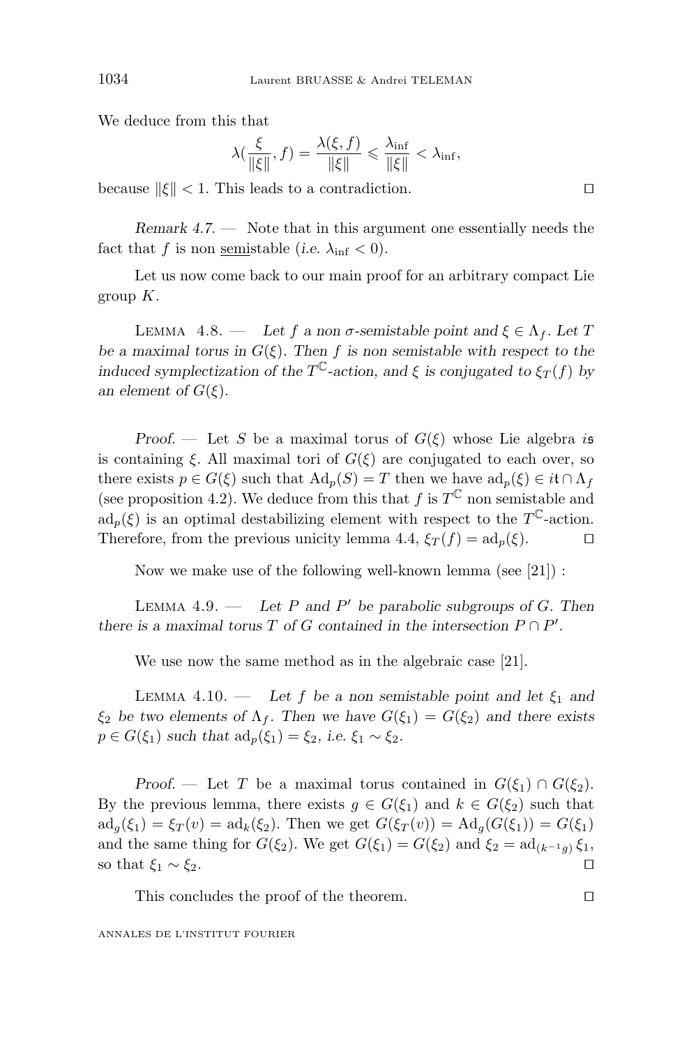We deduce from this that

$$\lambda(\frac{\xi}{\|\xi\|}, f) = \frac{\lambda(\xi, f)}{\|\xi\|} \leqslant \frac{\lambda_{\inf}}{\|\xi\|} < \lambda_{\inf},$$

because $\|\xi\| < 1$. This leads to a contradiction. ◻

*Remark 4.7.* — Note that in this argument one essentially needs the fact that $f$ is non <u>semi</u>stable (*i.e.* $\lambda_{\inf} < 0$).

Let us now come back to our main proof for an arbitrary compact Lie group $K$.

Lemma 4.8. — *Let $f$ a non $\sigma$-semistable point and $\xi \in \Lambda_f$. Let $T$ be a maximal torus in $G(\xi)$. Then $f$ is non semistable with respect to the induced symplectization of the $T^{\mathbb{C}}$-action, and $\xi$ is conjugated to $\xi_T(f)$ by an element of $G(\xi)$.*

*Proof.* — Let $S$ be a maximal torus of $G(\xi)$ whose Lie algebra $i\mathfrak{s}$ is containing $\xi$. All maximal tori of $G(\xi)$ are conjugated to each over, so there exists $p \in G(\xi)$ such that $\mathrm{Ad}_p(S) = T$ then we have $\mathrm{ad}_p(\xi) \in i\mathfrak{t} \cap \Lambda_f$ (see proposition 4.2). We deduce from this that $f$ is $T^{\mathbb{C}}$ non semistable and $\mathrm{ad}_p(\xi)$ is an optimal destabilizing element with respect to the $T^{\mathbb{C}}$-action. Therefore, from the previous unicity lemma 4.4, $\xi_T(f) = \mathrm{ad}_p(\xi)$. ◻

Now we make use of the following well-known lemma (see [21]) :

Lemma 4.9. — *Let $P$ and $P'$ be parabolic subgroups of $G$. Then there is a maximal torus $T$ of $G$ contained in the intersection $P \cap P'$.*

We use now the same method as in the algebraic case [21].

Lemma 4.10. — *Let $f$ be a non semistable point and let $\xi_1$ and $\xi_2$ be two elements of $\Lambda_f$. Then we have $G(\xi_1) = G(\xi_2)$ and there exists $p \in G(\xi_1)$ such that $\mathrm{ad}_p(\xi_1) = \xi_2$, i.e. $\xi_1 \sim \xi_2$.*

*Proof.* — Let $T$ be a maximal torus contained in $G(\xi_1) \cap G(\xi_2)$. By the previous lemma, there exists $g \in G(\xi_1)$ and $k \in G(\xi_2)$ such that $\mathrm{ad}_g(\xi_1) = \xi_T(v) = \mathrm{ad}_k(\xi_2)$. Then we get $G(\xi_T(v)) = \mathrm{Ad}_g(G(\xi_1)) = G(\xi_1)$ and the same thing for $G(\xi_2)$. We get $G(\xi_1) = G(\xi_2)$ and $\xi_2 = \mathrm{ad}_{(k^{-1}g)}\, \xi_1$, so that $\xi_1 \sim \xi_2$. ◻

This concludes the proof of the theorem. ◻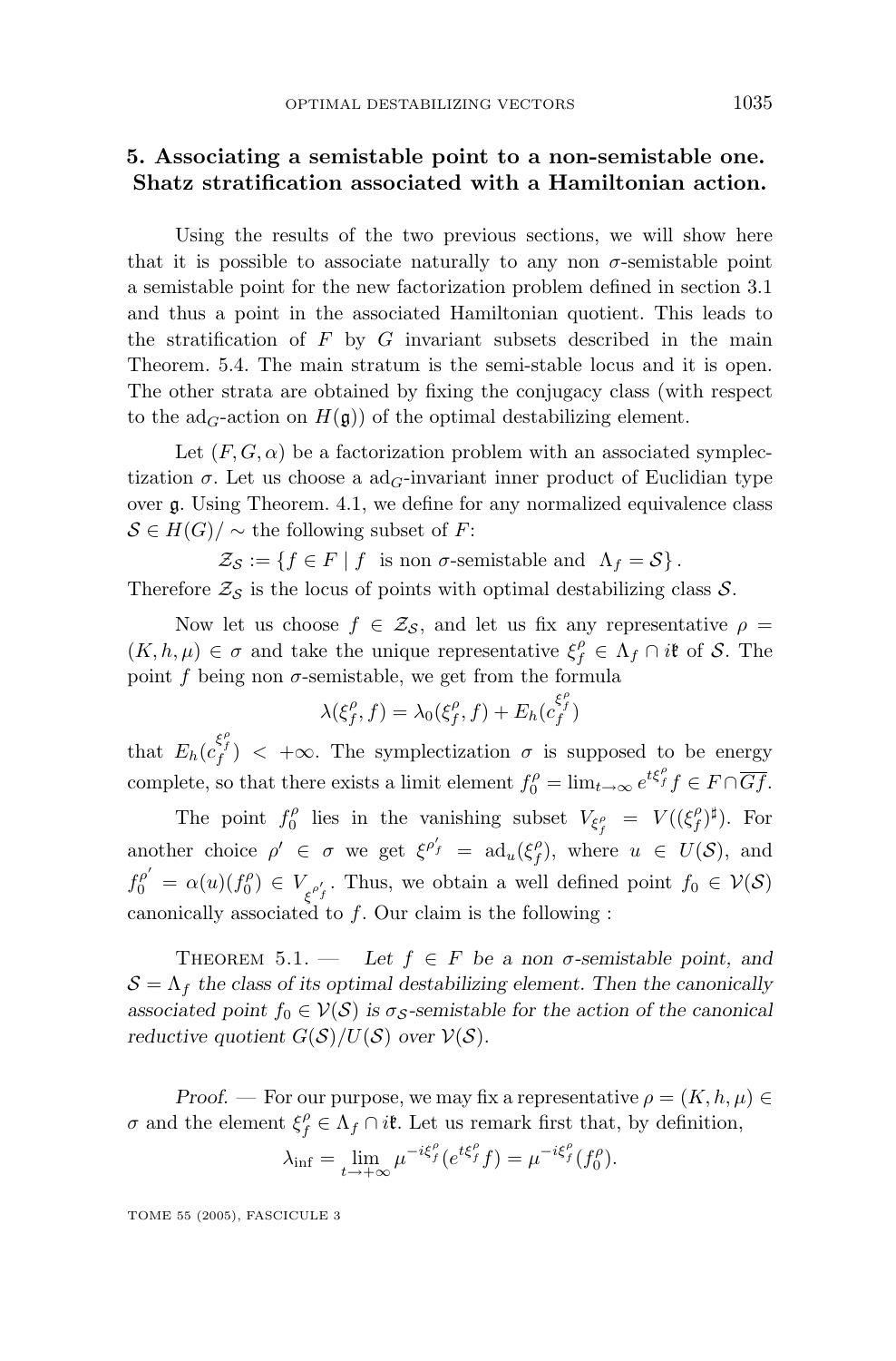## 5. Associating a semistable point to a non-semistable one. Shatz stratification associated with a Hamiltonian action.

Using the results of the two previous sections, we will show here that it is possible to associate naturally to any non $\sigma$-semistable point a semistable point for the new factorization problem defined in section 3.1 and thus a point in the associated Hamiltonian quotient. This leads to the stratification of $F$ by $G$ invariant subsets described in the main Theorem. 5.4. The main stratum is the semi-stable locus and it is open. The other strata are obtained by fixing the conjugacy class (with respect to the $\mathrm{ad}_G$-action on $H(\mathfrak{g})$) of the optimal destabilizing element.

Let $(F, G, \alpha)$ be a factorization problem with an associated symplectization $\sigma$. Let us choose a $\mathrm{ad}_G$-invariant inner product of Euclidian type over $\mathfrak{g}$. Using Theorem. 4.1, we define for any normalized equivalence class $\mathcal{S} \in H(G)/\sim$ the following subset of $F$:

$$\mathcal{Z}_{\mathcal{S}} := \{ f \in F \mid f \ \text{ is non } \sigma\text{-semistable and } \ \Lambda_f = \mathcal{S} \} .$$

Therefore $\mathcal{Z}_{\mathcal{S}}$ is the locus of points with optimal destabilizing class $\mathcal{S}$.

Now let us choose $f \in \mathcal{Z}_{\mathcal{S}}$, and let us fix any representative $\rho = (K, h, \mu) \in \sigma$ and take the unique representative $\xi^{\rho}_f \in \Lambda_f \cap i\mathfrak{k}$ of $\mathcal{S}$. The point $f$ being non $\sigma$-semistable, we get from the formula

$$\lambda(\xi^{\rho}_f, f) = \lambda_0(\xi^{\rho}_f, f) + E_h(c_f^{\xi^{\rho}_f})$$

that $E_h(c_f^{\xi^{\rho}_f}) < +\infty$. The symplectization $\sigma$ is supposed to be energy complete, so that there exists a limit element $f^{\rho}_0 = \lim_{t\to\infty} e^{t\xi^{\rho}_f} f \in F \cap \overline{Gf}$.

The point $f^{\rho}_0$ lies in the vanishing subset $V_{\xi^{\rho}_f} = V((\xi^{\rho}_f)^{\sharp})$. For another choice $\rho' \in \sigma$ we get $\xi^{\rho'}{}_f = \mathrm{ad}_u(\xi^{\rho}_f)$, where $u \in U(\mathcal{S})$, and $f^{\rho'}_0 = \alpha(u)(f^{\rho}_0) \in V_{\xi^{\rho'}{}_f}$. Thus, we obtain a well defined point $f_0 \in \mathcal{V}(\mathcal{S})$ canonically associated to $f$. Our claim is the following :

Theorem 5.1. — *Let $f \in F$ be a non $\sigma$-semistable point, and $\mathcal{S} = \Lambda_f$ the class of its optimal destabilizing element. Then the canonically associated point $f_0 \in \mathcal{V}(\mathcal{S})$ is $\sigma_{\mathcal{S}}$-semistable for the action of the canonical reductive quotient $G(\mathcal{S})/U(\mathcal{S})$ over $\mathcal{V}(\mathcal{S})$.*

*Proof.* — For our purpose, we may fix a representative $\rho = (K, h, \mu) \in \sigma$ and the element $\xi^{\rho}_f \in \Lambda_f \cap i\mathfrak{k}$. Let us remark first that, by definition,

$$\lambda_{\inf} = \lim_{t\to+\infty} \mu^{-i\xi^{\rho}_f}(e^{t\xi^{\rho}_f} f) = \mu^{-i\xi^{\rho}_f}(f^{\rho}_0).$$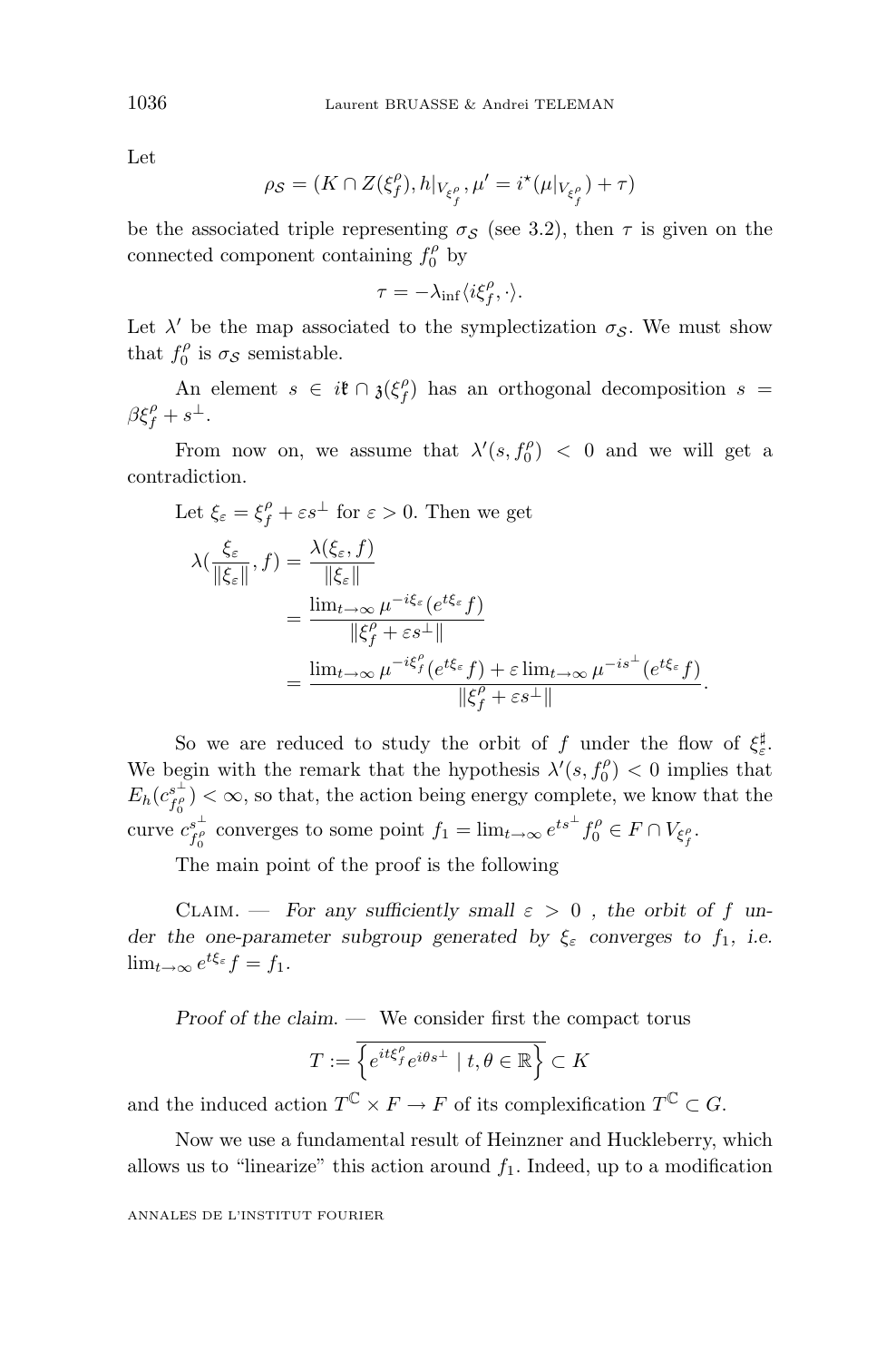Let

$$\rho_{\mathcal{S}} = (K \cap Z(\xi_f^\rho), h|_{V_{\xi_f^\rho}}, \mu' = i^\star(\mu|_{V_{\xi_f^\rho}}) + \tau)$$

be the associated triple representing $\sigma_{\mathcal{S}}$ (see 3.2), then $\tau$ is given on the connected component containing $f_0^\rho$ by

$$\tau = -\lambda_{\inf} \langle i\xi_f^\rho, \cdot \rangle.$$

Let $\lambda'$ be the map associated to the symplectization $\sigma_{\mathcal{S}}$. We must show that $f_0^\rho$ is $\sigma_{\mathcal{S}}$ semistable.

An element $s \in i\mathfrak{k} \cap \mathfrak{z}(\xi_f^\rho)$ has an orthogonal decomposition $s = \beta \xi_f^\rho + s^\perp$.

From now on, we assume that $\lambda'(s, f_0^\rho) < 0$ and we will get a contradiction.

Let $\xi_\varepsilon = \xi_f^\rho + \varepsilon s^\perp$ for $\varepsilon > 0$. Then we get

$$\begin{aligned}
\lambda\left(\frac{\xi_\varepsilon}{\|\xi_\varepsilon\|}, f\right) &= \frac{\lambda(\xi_\varepsilon, f)}{\|\xi_\varepsilon\|} \\
&= \frac{\lim_{t\to\infty} \mu^{-i\xi_\varepsilon}(e^{t\xi_\varepsilon} f)}{\|\xi_f^\rho + \varepsilon s^\perp\|} \\
&= \frac{\lim_{t\to\infty} \mu^{-i\xi_f^\rho}(e^{t\xi_\varepsilon} f) + \varepsilon \lim_{t\to\infty} \mu^{-is^\perp}(e^{t\xi_\varepsilon} f)}{\|\xi_f^\rho + \varepsilon s^\perp\|}.
\end{aligned}$$

So we are reduced to study the orbit of $f$ under the flow of $\xi_\varepsilon^\sharp$. We begin with the remark that the hypothesis $\lambda'(s, f_0^\rho) < 0$ implies that $E_h(c_{f_0^\rho}^{s^\perp}) < \infty$, so that, the action being energy complete, we know that the curve $c_{f_0^\rho}^{s^\perp}$ converges to some point $f_1 = \lim_{t\to\infty} e^{ts^\perp} f_0^\rho \in F \cap V_{\xi_f^\rho}$.

The main point of the proof is the following

Claim. — *For any sufficiently small $\varepsilon > 0$, the orbit of $f$ under the one-parameter subgroup generated by $\xi_\varepsilon$ converges to $f_1$, i.e. $\lim_{t\to\infty} e^{t\xi_\varepsilon} f = f_1$.*

*Proof of the claim.* — We consider first the compact torus

$$T := \overline{\left\{ e^{it\xi_f^\rho} e^{i\theta s^\perp} \mid t, \theta \in \mathbb{R} \right\}} \subset K$$

and the induced action $T^{\mathbb{C}} \times F \to F$ of its complexification $T^{\mathbb{C}} \subset G$.

Now we use a fundamental result of Heinzner and Huckleberry, which allows us to "linearize" this action around $f_1$. Indeed, up to a modification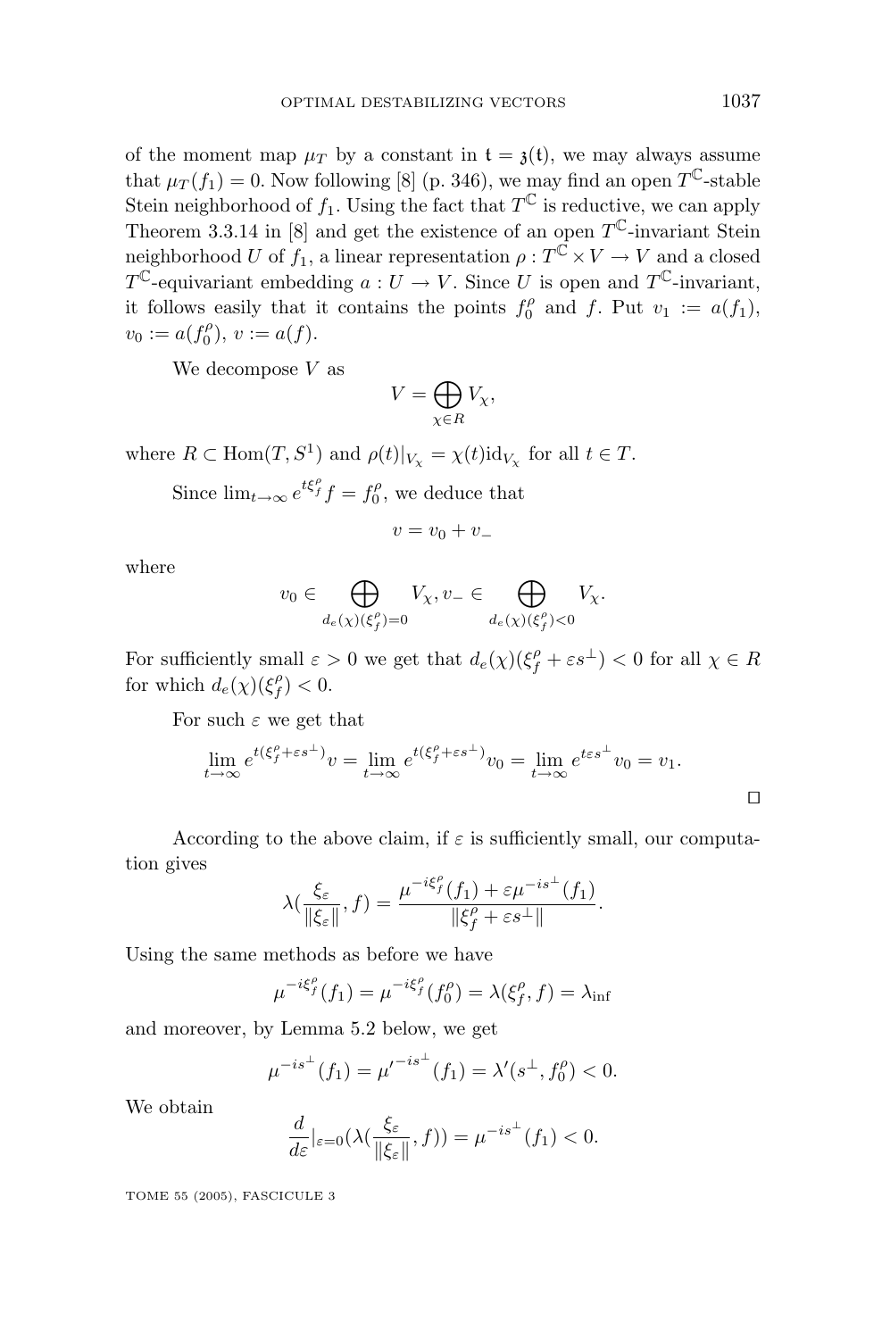of the moment map $\mu_T$ by a constant in $\mathfrak{t} = \mathfrak{z}(\mathfrak{t})$, we may always assume that $\mu_T(f_1) = 0$. Now following [8] (p. 346), we may find an open $T^{\mathbb{C}}$-stable Stein neighborhood of $f_1$. Using the fact that $T^{\mathbb{C}}$ is reductive, we can apply Theorem 3.3.14 in [8] and get the existence of an open $T^{\mathbb{C}}$-invariant Stein neighborhood $U$ of $f_1$, a linear representation $\rho : T^{\mathbb{C}} \times V \to V$ and a closed $T^{\mathbb{C}}$-equivariant embedding $a : U \to V$. Since $U$ is open and $T^{\mathbb{C}}$-invariant, it follows easily that it contains the points $f_0^\rho$ and $f$. Put $v_1 := a(f_1)$, $v_0 := a(f_0^\rho)$, $v := a(f)$.

We decompose $V$ as

$$V = \bigoplus_{\chi \in R} V_\chi,$$

where $R \subset \mathrm{Hom}(T, S^1)$ and $\rho(t)|_{V_\chi} = \chi(t)\mathrm{id}_{V_\chi}$ for all $t \in T$.

Since $\lim_{t\to\infty} e^{t\xi_f^\rho} f = f_0^\rho$, we deduce that

$$v = v_0 + v_-$$

where

$$v_0 \in \bigoplus_{d_e(\chi)(\xi_f^\rho)=0} V_\chi, v_- \in \bigoplus_{d_e(\chi)(\xi_f^\rho)<0} V_\chi.$$

For sufficiently small $\varepsilon > 0$ we get that $d_e(\chi)(\xi_f^\rho + \varepsilon s^\perp) < 0$ for all $\chi \in R$ for which $d_e(\chi)(\xi_f^\rho) < 0$.

For such $\varepsilon$ we get that

$$\lim_{t\to\infty} e^{t(\xi_f^\rho + \varepsilon s^\perp)} v = \lim_{t\to\infty} e^{t(\xi_f^\rho + \varepsilon s^\perp)} v_0 = \lim_{t\to\infty} e^{t\varepsilon s^\perp} v_0 = v_1.$$

□

According to the above claim, if $\varepsilon$ is sufficiently small, our computation gives

$$\lambda(\frac{\xi_\varepsilon}{\|\xi_\varepsilon\|}, f) = \frac{\mu^{-i\xi_f^\rho}(f_1) + \varepsilon\mu^{-is^\perp}(f_1)}{\|\xi_f^\rho + \varepsilon s^\perp\|}.$$

Using the same methods as before we have

$$\mu^{-i\xi_f^\rho}(f_1) = \mu^{-i\xi_f^\rho}(f_0^\rho) = \lambda(\xi_f^\rho, f) = \lambda_{\inf}$$

and moreover, by Lemma 5.2 below, we get

$$\mu^{-is^\perp}(f_1) = {\mu'}^{-is^\perp}(f_1) = \lambda'(s^\perp, f_0^\rho) < 0.$$

We obtain

$$\frac{d}{d\varepsilon}|_{\varepsilon=0}(\lambda(\frac{\xi_\varepsilon}{\|\xi_\varepsilon\|}, f)) = \mu^{-is^\perp}(f_1) < 0.$$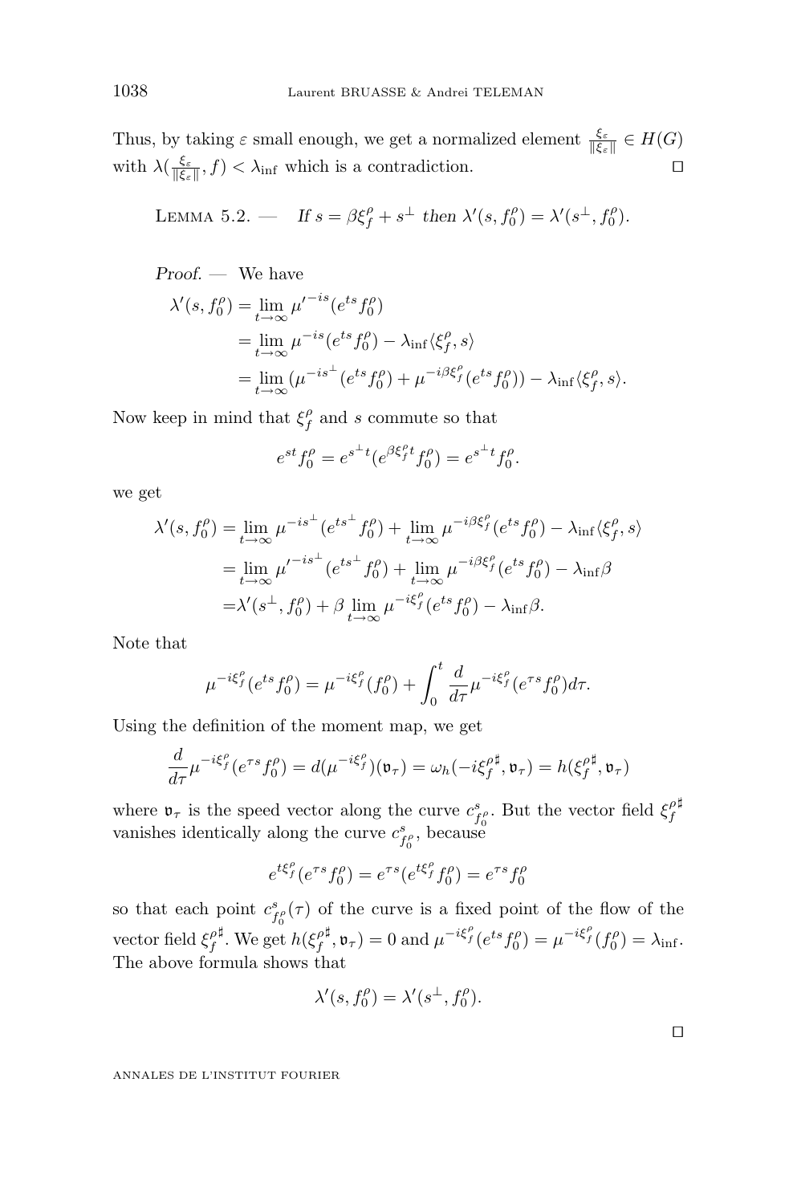Thus, by taking $\varepsilon$ small enough, we get a normalized element $\frac{\xi_\varepsilon}{\|\xi_\varepsilon\|} \in H(G)$ with $\lambda(\frac{\xi_\varepsilon}{\|\xi_\varepsilon\|}, f) < \lambda_{\inf}$ which is a contradiction. □

Lemma 5.2. — *If $s = \beta\xi_f^\rho + s^\perp$ then $\lambda'(s, f_0^\rho) = \lambda'(s^\perp, f_0^\rho)$.*

*Proof.* — We have

$$
\begin{aligned}
\lambda'(s, f_0^\rho) &= \lim_{t\to\infty} {\mu'}^{-is}(e^{ts} f_0^\rho) \\
&= \lim_{t\to\infty} \mu^{-is}(e^{ts} f_0^\rho) - \lambda_{\inf}\langle \xi_f^\rho, s\rangle \\
&= \lim_{t\to\infty} (\mu^{-is^\perp}(e^{ts} f_0^\rho) + \mu^{-i\beta\xi_f^\rho}(e^{ts} f_0^\rho)) - \lambda_{\inf}\langle \xi_f^\rho, s\rangle.
\end{aligned}
$$

Now keep in mind that $\xi_f^\rho$ and $s$ commute so that

$$
e^{st} f_0^\rho = e^{s^\perp t}(e^{\beta\xi_f^\rho t} f_0^\rho) = e^{s^\perp t} f_0^\rho.
$$

we get

$$
\begin{aligned}
\lambda'(s, f_0^\rho) &= \lim_{t\to\infty} \mu^{-is^\perp}(e^{ts^\perp} f_0^\rho) + \lim_{t\to\infty} \mu^{-i\beta\xi_f^\rho}(e^{ts} f_0^\rho) - \lambda_{\inf}\langle \xi_f^\rho, s\rangle \\
&= \lim_{t\to\infty} {\mu'}^{-is^\perp}(e^{ts^\perp} f_0^\rho) + \lim_{t\to\infty} \mu^{-i\beta\xi_f^\rho}(e^{ts} f_0^\rho) - \lambda_{\inf}\beta \\
&= \lambda'(s^\perp, f_0^\rho) + \beta \lim_{t\to\infty} \mu^{-i\xi_f^\rho}(e^{ts} f_0^\rho) - \lambda_{\inf}\beta.
\end{aligned}
$$

Note that

$$
\mu^{-i\xi_f^\rho}(e^{ts} f_0^\rho) = \mu^{-i\xi_f^\rho}(f_0^\rho) + \int_0^t \frac{d}{d\tau}\mu^{-i\xi_f^\rho}(e^{\tau s} f_0^\rho) d\tau.
$$

Using the definition of the moment map, we get

$$
\frac{d}{d\tau}\mu^{-i\xi_f^\rho}(e^{\tau s} f_0^\rho) = d(\mu^{-i\xi_f^\rho})(\mathfrak{v}_\tau) = \omega_h(-i{\xi_f^\rho}^\sharp, \mathfrak{v}_\tau) = h({\xi_f^\rho}^\sharp, \mathfrak{v}_\tau)
$$

where $\mathfrak{v}_\tau$ is the speed vector along the curve $c^s_{f_0^\rho}$. But the vector field ${\xi_f^\rho}^\sharp$ vanishes identically along the curve $c^s_{f_0^\rho}$, because

$$
e^{t\xi_f^\rho}(e^{\tau s} f_0^\rho) = e^{\tau s}(e^{t\xi_f^\rho} f_0^\rho) = e^{\tau s} f_0^\rho
$$

so that each point $c^s_{f_0^\rho}(\tau)$ of the curve is a fixed point of the flow of the vector field ${\xi_f^\rho}^\sharp$. We get $h({\xi_f^\rho}^\sharp, \mathfrak{v}_\tau) = 0$ and $\mu^{-i\xi_f^\rho}(e^{ts} f_0^\rho) = \mu^{-i\xi_f^\rho}(f_0^\rho) = \lambda_{\inf}$. The above formula shows that

$$
\lambda'(s, f_0^\rho) = \lambda'(s^\perp, f_0^\rho).
$$

□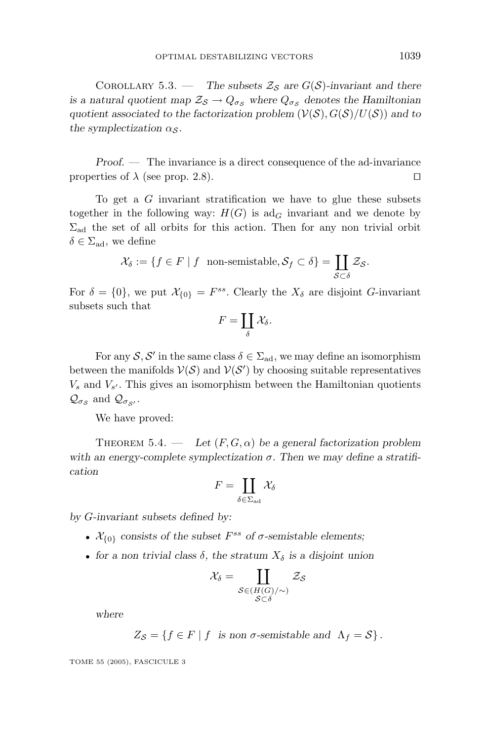Corollary 5.3. — *The subsets $\mathcal{Z}_{\mathcal{S}}$ are $G(\mathcal{S})$-invariant and there is a natural quotient map $\mathcal{Z}_{\mathcal{S}} \to Q_{\sigma_{\mathcal{S}}}$ where $Q_{\sigma_{\mathcal{S}}}$ denotes the Hamiltonian quotient associated to the factorization problem $(\mathcal{V}(\mathcal{S}), G(\mathcal{S})/U(\mathcal{S}))$ and to the symplectization $\alpha_{\mathcal{S}}$.*

*Proof.* — The invariance is a direct consequence of the ad-invariance properties of $\lambda$ (see prop. 2.8). □

To get a $G$ invariant stratification we have to glue these subsets together in the following way: $H(G)$ is $\mathrm{ad}_G$ invariant and we denote by $\Sigma_{\mathrm{ad}}$ the set of all orbits for this action. Then for any non trivial orbit $\delta \in \Sigma_{\mathrm{ad}}$, we define

$$\mathcal{X}_\delta := \{f \in F \mid f \ \text{ non-semistable}, \mathcal{S}_f \subset \delta\} = \coprod_{\mathcal{S} \subset \delta} \mathcal{Z}_{\mathcal{S}}.$$

For $\delta = \{0\}$, we put $\mathcal{X}_{\{0\}} = F^{ss}$. Clearly the $X_\delta$ are disjoint $G$-invariant subsets such that

$$F = \coprod_\delta \mathcal{X}_\delta.$$

For any $\mathcal{S}, \mathcal{S}'$ in the same class $\delta \in \Sigma_{\mathrm{ad}}$, we may define an isomorphism between the manifolds $\mathcal{V}(\mathcal{S})$ and $\mathcal{V}(\mathcal{S}')$ by choosing suitable representatives $V_s$ and $V_{s'}$. This gives an isomorphism between the Hamiltonian quotients $\mathcal{Q}_{\sigma_{\mathcal{S}}}$ and $\mathcal{Q}_{\sigma_{\mathcal{S}'}}$.

We have proved:

Theorem 5.4. — *Let $(F, G, \alpha)$ be a general factorization problem with an energy-complete symplectization $\sigma$. Then we may define a stratification*

$$F = \coprod_{\delta \in \Sigma_{\mathrm{ad}}} \mathcal{X}_\delta$$

*by $G$-invariant subsets defined by:*

- *$\mathcal{X}_{\{0\}}$ consists of the subset $F^{ss}$ of $\sigma$-semistable elements;*
- *for a non trivial class $\delta$, the stratum $X_\delta$ is a disjoint union*

$$\mathcal{X}_\delta = \coprod_{\substack{\mathcal{S} \in (H(G)/\sim) \\ \mathcal{S} \subset \delta}} \mathcal{Z}_{\mathcal{S}}$$

*where*

$$Z_{\mathcal{S}} = \{f \in F \mid f \ \text{ is non } \sigma\text{-semistable and } \ \Lambda_f = \mathcal{S}\}.$$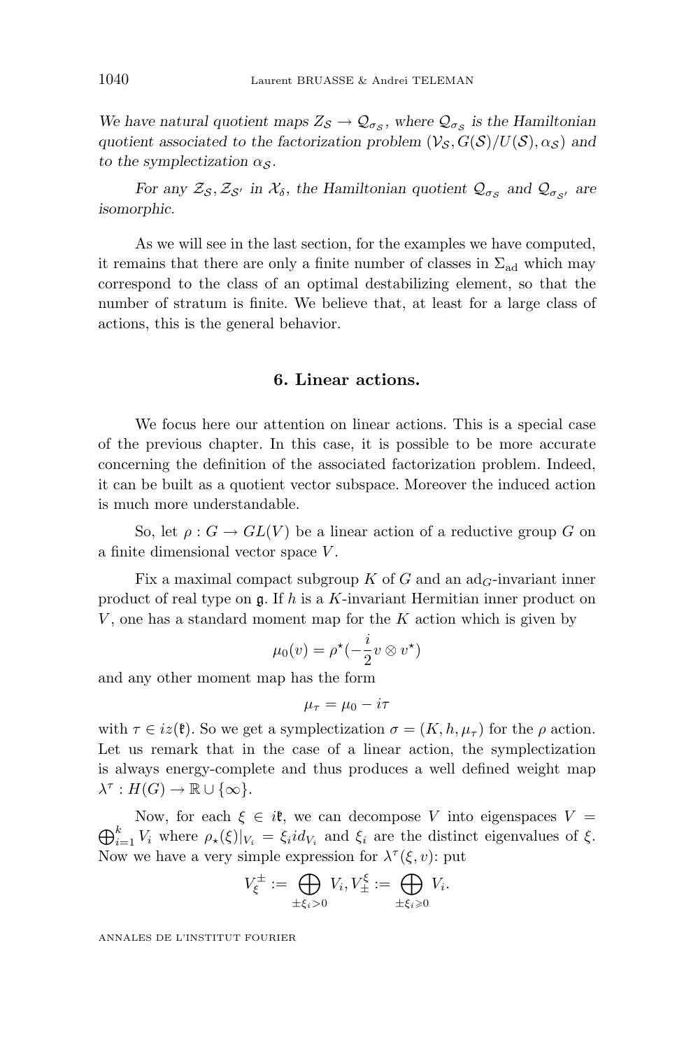*We have natural quotient maps $Z_{\mathcal{S}} \to \mathcal{Q}_{\sigma_{\mathcal{S}}}$, where $\mathcal{Q}_{\sigma_{\mathcal{S}}}$ is the Hamiltonian quotient associated to the factorization problem $(\mathcal{V}_{\mathcal{S}}, G(\mathcal{S})/U(\mathcal{S}), \alpha_{\mathcal{S}})$ and to the symplectization $\alpha_{\mathcal{S}}$.*

*For any $\mathcal{Z}_{\mathcal{S}}, \mathcal{Z}_{\mathcal{S}'}$ in $\mathcal{X}_\delta$, the Hamiltonian quotient $\mathcal{Q}_{\sigma_{\mathcal{S}}}$ and $\mathcal{Q}_{\sigma_{\mathcal{S}'}}$ are isomorphic.*

As we will see in the last section, for the examples we have computed, it remains that there are only a finite number of classes in $\Sigma_{\mathrm{ad}}$ which may correspond to the class of an optimal destabilizing element, so that the number of stratum is finite. We believe that, at least for a large class of actions, this is the general behavior.

## 6. Linear actions.

We focus here our attention on linear actions. This is a special case of the previous chapter. In this case, it is possible to be more accurate concerning the definition of the associated factorization problem. Indeed, it can be built as a quotient vector subspace. Moreover the induced action is much more understandable.

So, let $\rho : G \to GL(V)$ be a linear action of a reductive group $G$ on a finite dimensional vector space $V$.

Fix a maximal compact subgroup $K$ of $G$ and an $\mathrm{ad}_G$-invariant inner product of real type on $\mathfrak{g}$. If $h$ is a $K$-invariant Hermitian inner product on $V$, one has a standard moment map for the $K$ action which is given by

$$\mu_0(v) = \rho^\star(-\frac{i}{2} v \otimes v^\star)$$

and any other moment map has the form

$$\mu_\tau = \mu_0 - i\tau$$

with $\tau \in iz(\mathfrak{k})$. So we get a symplectization $\sigma = (K, h, \mu_\tau)$ for the $\rho$ action. Let us remark that in the case of a linear action, the symplectization is always energy-complete and thus produces a well defined weight map $\lambda^\tau : H(G) \to \mathbb{R} \cup \{\infty\}$.

Now, for each $\xi \in i\mathfrak{k}$, we can decompose $V$ into eigenspaces $V = \bigoplus_{i=1}^k V_i$ where $\rho_\star(\xi)|_{V_i} = \xi_i id_{V_i}$ and $\xi_i$ are the distinct eigenvalues of $\xi$. Now we have a very simple expression for $\lambda^\tau(\xi, v)$: put

$$V_\xi^\pm := \bigoplus_{\pm \xi_i > 0} V_i, V_\pm^\xi := \bigoplus_{\pm \xi_i \geqslant 0} V_i.$$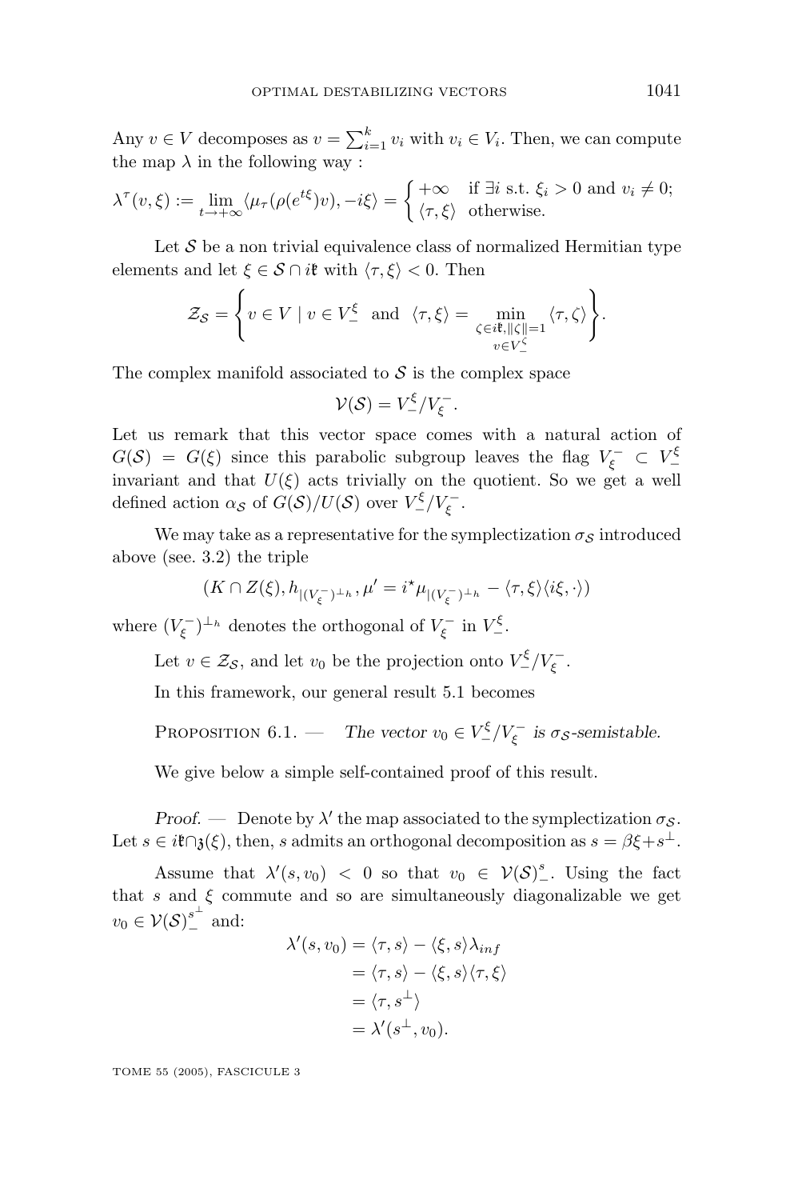Any $v \in V$ decomposes as $v = \sum_{i=1}^{k} v_i$ with $v_i \in V_i$. Then, we can compute the map $\lambda$ in the following way :

$$\lambda^{\tau}(v,\xi) := \lim_{t\to+\infty} \langle \mu_{\tau}(\rho(e^{t\xi})v), -i\xi\rangle = \begin{cases} +\infty & \text{if } \exists i \text{ s.t. } \xi_i > 0 \text{ and } v_i \neq 0; \\ \langle \tau, \xi\rangle & \text{otherwise.} \end{cases}$$

Let $\mathcal{S}$ be a non trivial equivalence class of normalized Hermitian type elements and let $\xi \in \mathcal{S} \cap i\mathfrak{k}$ with $\langle \tau, \xi\rangle < 0$. Then

$$\mathcal{Z}_{\mathcal{S}} = \left\{ v \in V \mid v \in V_-^{\xi} \text{ and } \langle \tau, \xi\rangle = \min_{\substack{\zeta\in i\mathfrak{k}, \|\zeta\|=1 \\ v\in V_-^{\zeta}}} \langle \tau, \zeta\rangle \right\}.$$

The complex manifold associated to $\mathcal{S}$ is the complex space

$$\mathcal{V}(\mathcal{S}) = V_-^{\xi}/V_{\xi}^{-}.$$

Let us remark that this vector space comes with a natural action of $G(\mathcal{S}) = G(\xi)$ since this parabolic subgroup leaves the flag $V_{\xi}^{-} \subset V_-^{\xi}$ invariant and that $U(\xi)$ acts trivially on the quotient. So we get a well defined action $\alpha_{\mathcal{S}}$ of $G(\mathcal{S})/U(\mathcal{S})$ over $V_-^{\xi}/V_{\xi}^{-}$.

We may take as a representative for the symplectization $\sigma_{\mathcal{S}}$ introduced above (see. 3.2) the triple

$$(K \cap Z(\xi), h_{|(V_{\xi}^{-})^{\perp_h}}, \mu' = i^{\star}\mu_{|(V_{\xi}^{-})^{\perp_h}} - \langle \tau, \xi\rangle\langle i\xi, \cdot\rangle)$$

where $(V_{\xi}^{-})^{\perp_h}$ denotes the orthogonal of $V_{\xi}^{-}$ in $V_-^{\xi}$.

Let $v \in \mathcal{Z}_{\mathcal{S}}$, and let $v_0$ be the projection onto $V_-^{\xi}/V_{\xi}^{-}$.

In this framework, our general result 5.1 becomes

Proposition 6.1. — *The vector $v_0 \in V_-^{\xi}/V_{\xi}^{-}$ is $\sigma_{\mathcal{S}}$-semistable.*

We give below a simple self-contained proof of this result.

*Proof.* — Denote by $\lambda'$ the map associated to the symplectization $\sigma_{\mathcal{S}}$. Let $s \in i\mathfrak{k} \cap \mathfrak{z}(\xi)$, then, $s$ admits an orthogonal decomposition as $s = \beta\xi + s^{\perp}$.

Assume that $\lambda'(s, v_0) < 0$ so that $v_0 \in \mathcal{V}(\mathcal{S})_-^{s}$. Using the fact that $s$ and $\xi$ commute and so are simultaneously diagonalizable we get $v_0 \in \mathcal{V}(\mathcal{S})_-^{s^{\perp}}$ and:

$$\begin{aligned}
\lambda'(s, v_0) &= \langle \tau, s\rangle - \langle \xi, s\rangle\lambda_{inf} \\
&= \langle \tau, s\rangle - \langle \xi, s\rangle\langle \tau, \xi\rangle \\
&= \langle \tau, s^{\perp}\rangle \\
&= \lambda'(s^{\perp}, v_0).
\end{aligned}$$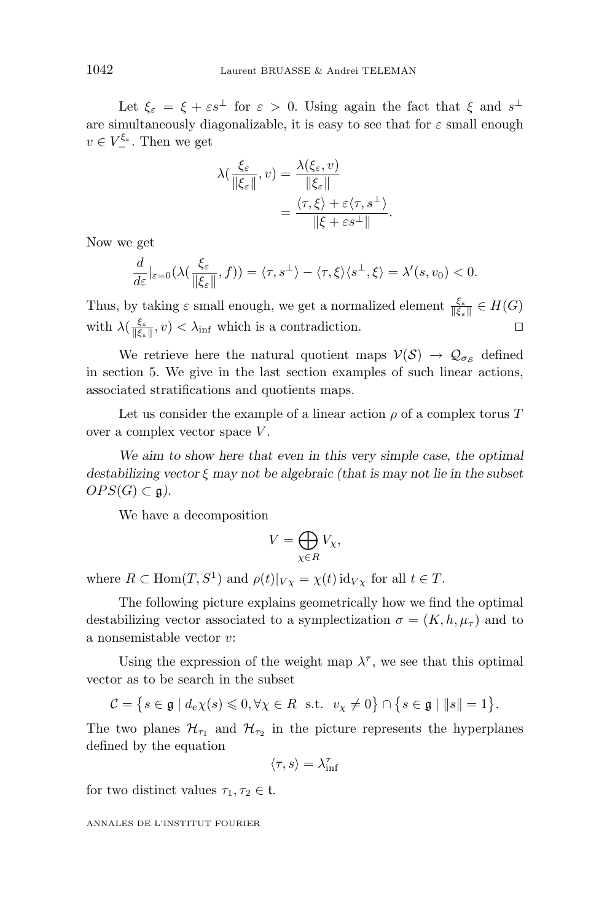Let $\xi_\varepsilon = \xi + \varepsilon s^\perp$ for $\varepsilon > 0$. Using again the fact that $\xi$ and $s^\perp$ are simultaneously diagonalizable, it is easy to see that for $\varepsilon$ small enough $v \in V_-^{\xi_\varepsilon}$. Then we get

$$\begin{aligned}
\lambda(\frac{\xi_\varepsilon}{\|\xi_\varepsilon\|}, v) &= \frac{\lambda(\xi_\varepsilon, v)}{\|\xi_\varepsilon\|} \\
&= \frac{\langle \tau, \xi\rangle + \varepsilon \langle \tau, s^\perp\rangle}{\|\xi + \varepsilon s^\perp\|}.
\end{aligned}$$

Now we get

$$\frac{d}{d\varepsilon}|_{\varepsilon=0}(\lambda(\frac{\xi_\varepsilon}{\|\xi_\varepsilon\|}, f)) = \langle \tau, s^\perp\rangle - \langle \tau, \xi\rangle\langle s^\perp, \xi\rangle = \lambda'(s, v_0) < 0.$$

Thus, by taking $\varepsilon$ small enough, we get a normalized element $\frac{\xi_\varepsilon}{\|\xi_\varepsilon\|} \in H(G)$ with $\lambda(\frac{\xi_\varepsilon}{\|\xi_\varepsilon\|}, v) < \lambda_{\inf}$ which is a contradiction. $\square$

We retrieve here the natural quotient maps $\mathcal{V}(\mathcal{S}) \to \mathcal{Q}_{\sigma_\mathcal{S}}$ defined in section 5. We give in the last section examples of such linear actions, associated stratifications and quotients maps.

Let us consider the example of a linear action $\rho$ of a complex torus $T$ over a complex vector space $V$.

*We aim to show here that even in this very simple case, the optimal destabilizing vector $\xi$ may not be algebraic (that is may not lie in the subset $OPS(G) \subset \mathfrak{g}$).*

We have a decomposition

$$V = \bigoplus_{\chi \in R} V_\chi,$$

where $R \subset \mathrm{Hom}(T, S^1)$ and $\rho(t)|_{V\chi} = \chi(t)\,\mathrm{id}_{V\chi}$ for all $t \in T$.

The following picture explains geometrically how we find the optimal destabilizing vector associated to a symplectization $\sigma = (K, h, \mu_\tau)$ and to a nonsemistable vector $v$:

Using the expression of the weight map $\lambda^\tau$, we see that this optimal vector as to be search in the subset

$$\mathcal{C} = \{s \in \mathfrak{g} \mid d_e\chi(s) \leqslant 0, \forall \chi \in R \ \text{ s.t. } \ v_\chi \neq 0\} \cap \{s \in \mathfrak{g} \mid \|s\| = 1\}.$$

The two planes $\mathcal{H}_{\tau_1}$ and $\mathcal{H}_{\tau_2}$ in the picture represents the hyperplanes defined by the equation

$$\langle \tau, s\rangle = \lambda^\tau_{\inf}$$

for two distinct values $\tau_1, \tau_2 \in \mathfrak{t}$.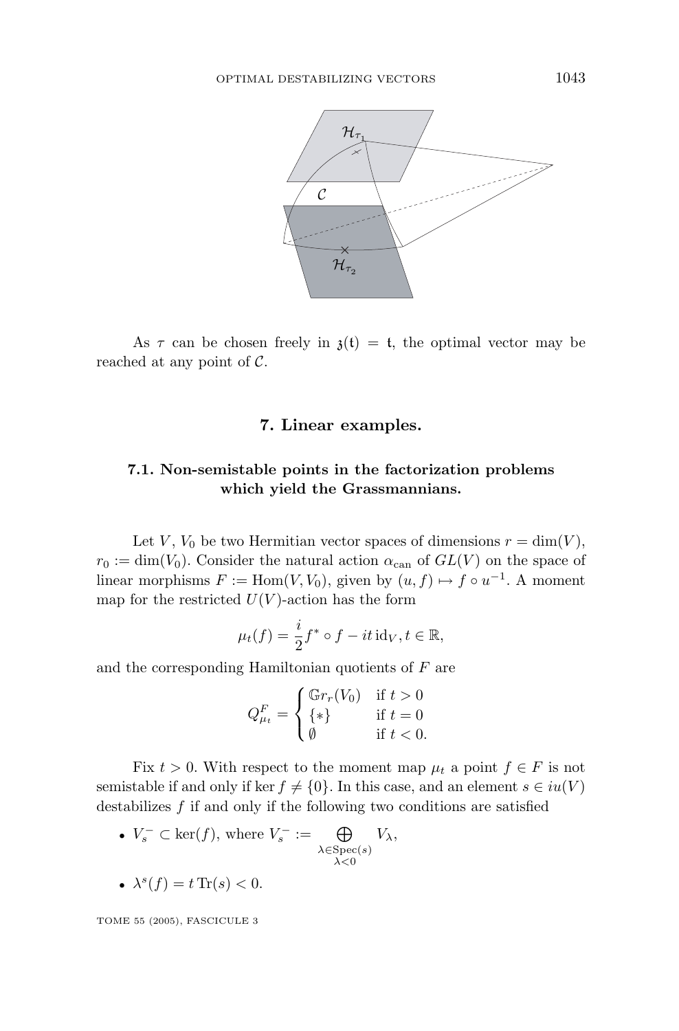As $\tau$ can be chosen freely in $\mathfrak{z}(\mathfrak{t}) = \mathfrak{t}$, the optimal vector may be reached at any point of $\mathcal{C}$.

## 7. Linear examples.

### 7.1. Non-semistable points in the factorization problems which yield the Grassmannians.

Let $V$, $V_0$ be two Hermitian vector spaces of dimensions $r = \dim(V)$, $r_0 := \dim(V_0)$. Consider the natural action $\alpha_{\mathrm{can}}$ of $GL(V)$ on the space of linear morphisms $F := \mathrm{Hom}(V, V_0)$, given by $(u, f) \mapsto f \circ u^{-1}$. A moment map for the restricted $U(V)$-action has the form

$$\mu_t(f) = \frac{i}{2} f^* \circ f - it\, \mathrm{id}_V, t \in \mathbb{R},$$

and the corresponding Hamiltonian quotients of $F$ are

$$Q^F_{\mu_t} = \begin{cases} \mathbb{G}r_r(V_0) & \text{if } t > 0 \\ \{*\} & \text{if } t = 0 \\ \emptyset & \text{if } t < 0. \end{cases}$$

Fix $t > 0$. With respect to the moment map $\mu_t$ a point $f \in F$ is not semistable if and only if $\ker f \neq \{0\}$. In this case, and an element $s \in iu(V)$ destabilizes $f$ if and only if the following two conditions are satisfied

- $V_s^- \subset \ker(f)$, where $V_s^- := \bigoplus\limits_{\substack{\lambda \in \mathrm{Spec}(s) \\ \lambda < 0}} V_\lambda$,
- $\lambda^s(f) = t\, \mathrm{Tr}(s) < 0$.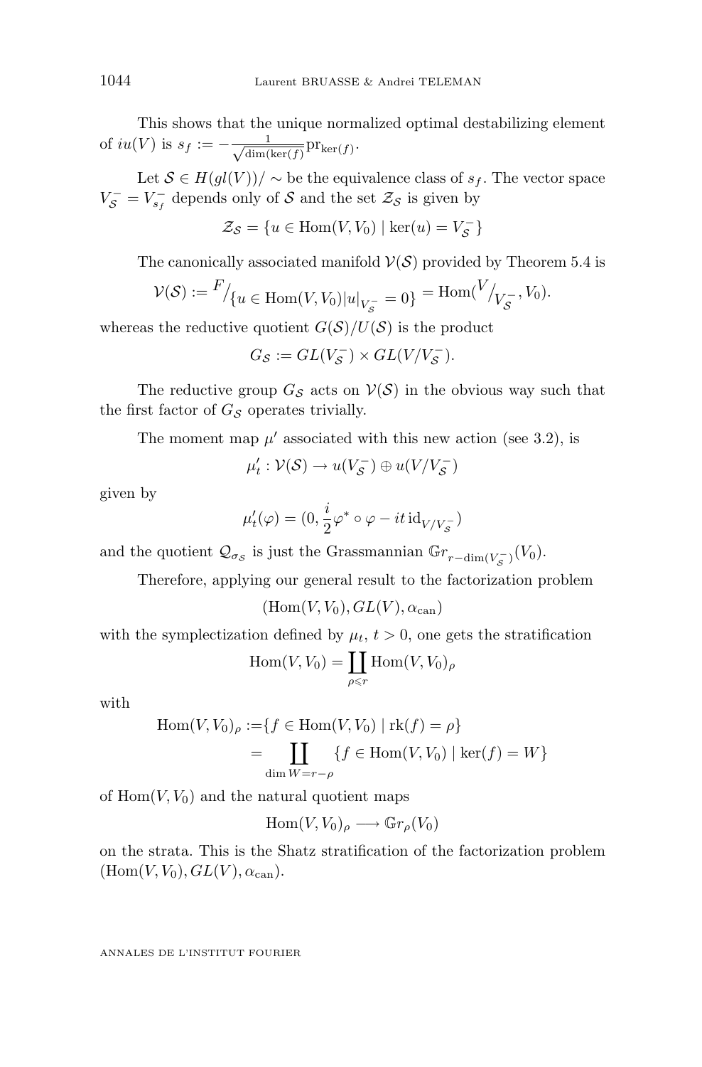This shows that the unique normalized optimal destabilizing element of $iu(V)$ is $s_f := -\frac{1}{\sqrt{\dim(\ker(f))}}\mathrm{pr}_{\ker(f)}$.

Let $\mathcal{S} \in H(gl(V))/\sim$ be the equivalence class of $s_f$. The vector space $V^-_{\mathcal{S}} = V^-_{s_f}$ depends only of $\mathcal{S}$ and the set $\mathcal{Z}_{\mathcal{S}}$ is given by

$$\mathcal{Z}_{\mathcal{S}} = \{u \in \mathrm{Hom}(V, V_0) \mid \ker(u) = V^-_{\mathcal{S}}\}$$

The canonically associated manifold $\mathcal{V}(\mathcal{S})$ provided by Theorem 5.4 is

$$\mathcal{V}(\mathcal{S}) := {}^{F}\!/_{\{u \in \mathrm{Hom}(V, V_0) | u|_{V^-_{\mathcal{S}}} = 0\}} = \mathrm{Hom}({}^{V}\!/_{V^-_{\mathcal{S}}}, V_0).$$

whereas the reductive quotient $G(\mathcal{S})/U(\mathcal{S})$ is the product

$$G_{\mathcal{S}} := GL(V^-_{\mathcal{S}}) \times GL(V/V^-_{\mathcal{S}}).$$

The reductive group $G_{\mathcal{S}}$ acts on $\mathcal{V}(\mathcal{S})$ in the obvious way such that the first factor of $G_{\mathcal{S}}$ operates trivially.

The moment map $\mu'$ associated with this new action (see 3.2), is

$$\mu'_t : \mathcal{V}(\mathcal{S}) \to u(V^-_{\mathcal{S}}) \oplus u(V/V^-_{\mathcal{S}})$$

given by

$$\mu'_t(\varphi) = (0, \frac{i}{2}\varphi^* \circ \varphi - it\,\mathrm{id}_{V/V^-_{\mathcal{S}}})$$

and the quotient $\mathcal{Q}_{\sigma_{\mathcal{S}}}$ is just the Grassmannian $\mathbb{G}r_{r-\dim(V^-_{\mathcal{S}})}(V_0)$.

Therefore, applying our general result to the factorization problem

$$(\mathrm{Hom}(V, V_0), GL(V), \alpha_{\mathrm{can}})$$

with the symplectization defined by $\mu_t$, $t > 0$, one gets the stratification

$$\mathrm{Hom}(V, V_0) = \coprod_{\rho \leqslant r} \mathrm{Hom}(V, V_0)_\rho$$

with

$$\begin{aligned}\mathrm{Hom}(V, V_0)_\rho :=& \{f \in \mathrm{Hom}(V, V_0) \mid \mathrm{rk}(f) = \rho\}\\ =& \coprod_{\dim W = r-\rho} \{f \in \mathrm{Hom}(V, V_0) \mid \ker(f) = W\}\end{aligned}$$

of $\mathrm{Hom}(V, V_0)$ and the natural quotient maps

$$\mathrm{Hom}(V, V_0)_\rho \longrightarrow \mathbb{G}r_\rho(V_0)$$

on the strata. This is the Shatz stratification of the factorization problem $(\mathrm{Hom}(V, V_0), GL(V), \alpha_{\mathrm{can}})$.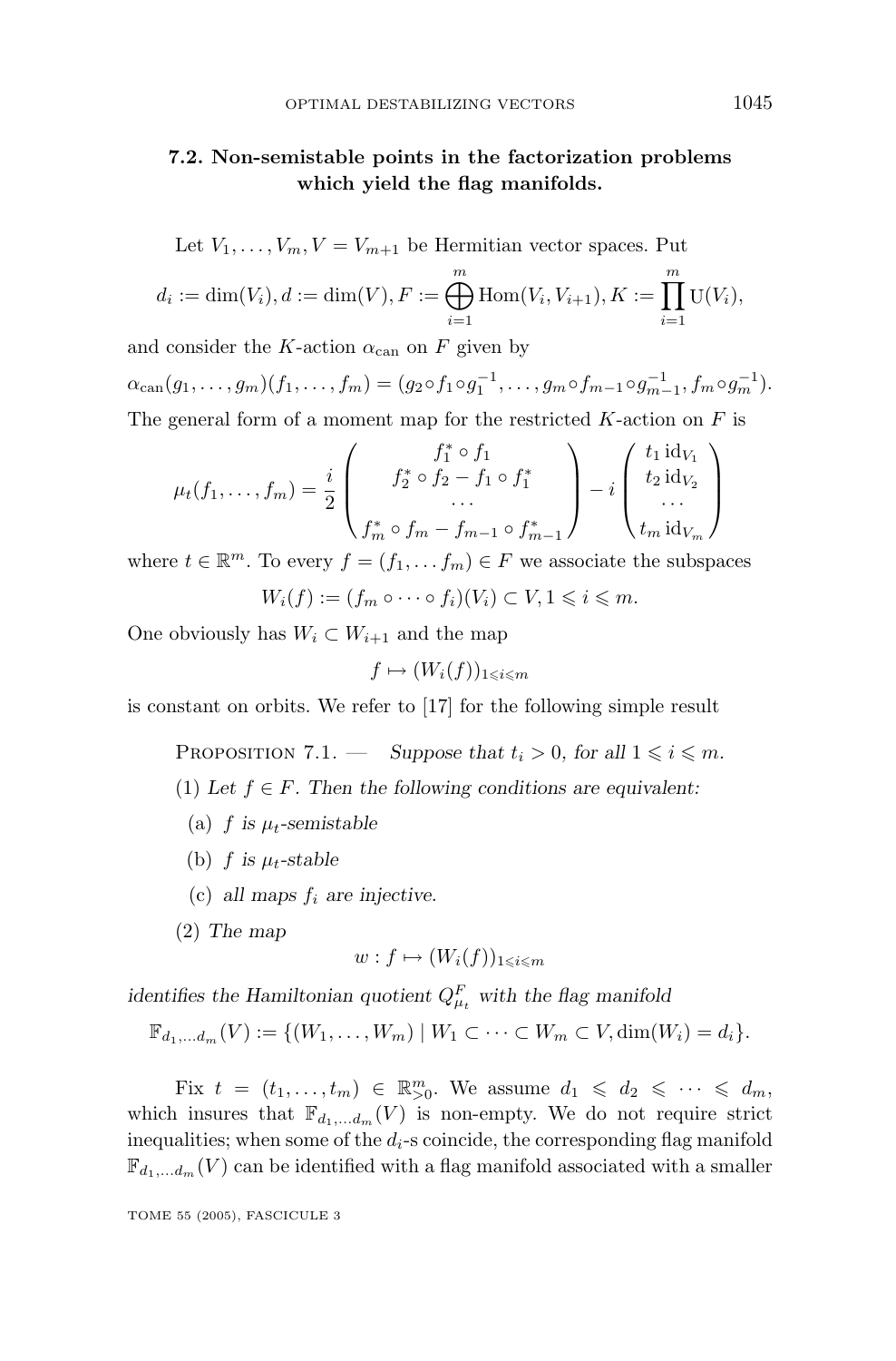### 7.2. Non-semistable points in the factorization problems which yield the flag manifolds.

Let $V_1, \dots, V_m, V = V_{m+1}$ be Hermitian vector spaces. Put

$$d_i := \dim(V_i), d := \dim(V), F := \bigoplus_{i=1}^{m} \mathrm{Hom}(V_i, V_{i+1}), K := \prod_{i=1}^{m} \mathrm{U}(V_i),$$

and consider the $K$-action $\alpha_{\mathrm{can}}$ on $F$ given by

$$\alpha_{\mathrm{can}}(g_1, \dots, g_m)(f_1, \dots, f_m) = (g_2 \circ f_1 \circ g_1^{-1}, \dots, g_m \circ f_{m-1} \circ g_{m-1}^{-1}, f_m \circ g_m^{-1}).$$

The general form of a moment map for the restricted $K$-action on $F$ is

$$\mu_t(f_1, \dots, f_m) = \frac{i}{2} \begin{pmatrix} f_1^* \circ f_1 \\ f_2^* \circ f_2 - f_1 \circ f_1^* \\ \cdots \\ f_m^* \circ f_m - f_{m-1} \circ f_{m-1}^* \end{pmatrix} - i \begin{pmatrix} t_1 \, \mathrm{id}_{V_1} \\ t_2 \, \mathrm{id}_{V_2} \\ \cdots \\ t_m \, \mathrm{id}_{V_m} \end{pmatrix}$$

where $t \in \mathbb{R}^m$. To every $f = (f_1, \dots f_m) \in F$ we associate the subspaces

$$W_i(f) := (f_m \circ \cdots \circ f_i)(V_i) \subset V, 1 \leqslant i \leqslant m.$$

One obviously has $W_i \subset W_{i+1}$ and the map

$$f \mapsto (W_i(f))_{1 \leqslant i \leqslant m}$$

is constant on orbits. We refer to [17] for the following simple result

Proposition 7.1. — *Suppose that $t_i > 0$, for all $1 \leqslant i \leqslant m$.*

(1) *Let $f \in F$. Then the following conditions are equivalent:*

 (a) *$f$ is $\mu_t$-semistable*

 (b) *$f$ is $\mu_t$-stable*

 (c) *all maps $f_i$ are injective.*

(2) *The map*

$$w : f \mapsto (W_i(f))_{1 \leqslant i \leqslant m}$$

*identifies the Hamiltonian quotient $Q^F_{\mu_t}$ with the flag manifold*

$$\mathbb{F}_{d_1, \dots d_m}(V) := \{(W_1, \dots, W_m) \mid W_1 \subset \cdots \subset W_m \subset V, \dim(W_i) = d_i\}.$$

Fix $t = (t_1, \dots, t_m) \in \mathbb{R}^m_{>0}$. We assume $d_1 \leqslant d_2 \leqslant \cdots \leqslant d_m$, which insures that $\mathbb{F}_{d_1, \dots d_m}(V)$ is non-empty. We do not require strict inequalities; when some of the $d_i$-s coincide, the corresponding flag manifold $\mathbb{F}_{d_1, \dots d_m}(V)$ can be identified with a flag manifold associated with a smaller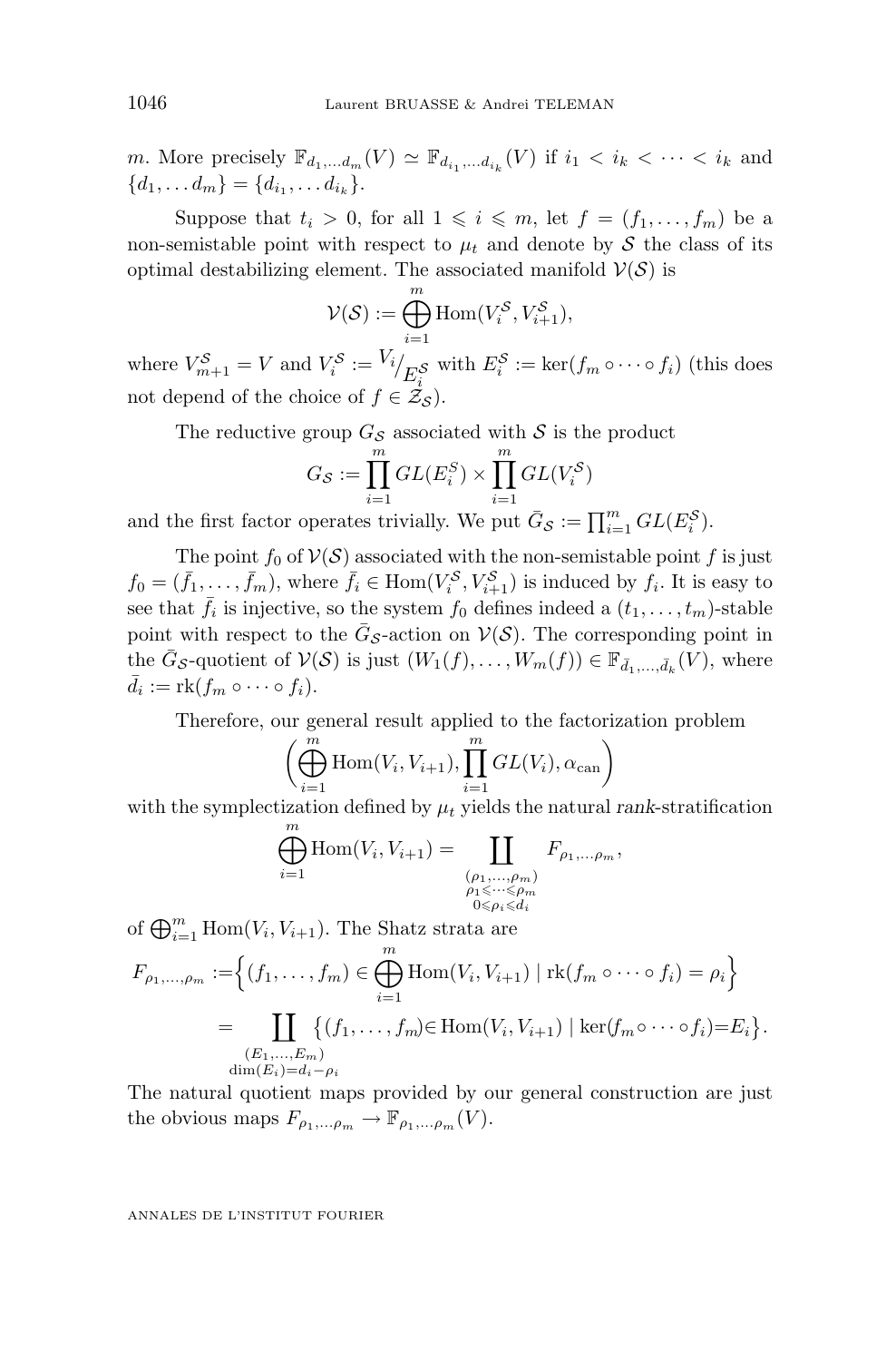$m$. More precisely $\mathbb{F}_{d_1,\dots d_m}(V) \simeq \mathbb{F}_{d_{i_1},\dots d_{i_k}}(V)$ if $i_1 < i_k < \cdots < i_k$ and $\{d_1, \dots d_m\} = \{d_{i_1}, \dots d_{i_k}\}$.

Suppose that $t_i > 0$, for all $1 \leqslant i \leqslant m$, let $f = (f_1, \dots, f_m)$ be a non-semistable point with respect to $\mu_t$ and denote by $\mathcal{S}$ the class of its optimal destabilizing element. The associated manifold $\mathcal{V}(\mathcal{S})$ is

$$\mathcal{V}(\mathcal{S}) := \bigoplus_{i=1}^{m} \mathrm{Hom}(V_i^{\mathcal{S}}, V_{i+1}^{\mathcal{S}}),$$

where $V_{m+1}^{\mathcal{S}} = V$ and $V_i^{\mathcal{S}} := {V_i}/{E_i^{\mathcal{S}}}$ with $E_i^{\mathcal{S}} := \ker(f_m \circ \cdots \circ f_i)$ (this does not depend of the choice of $f \in \mathcal{Z}_{\mathcal{S}}$).

The reductive group $G_{\mathcal{S}}$ associated with $\mathcal{S}$ is the product

$$G_{\mathcal{S}} := \prod_{i=1}^{m} GL(E_i^{\mathcal{S}}) \times \prod_{i=1}^{m} GL(V_i^{\mathcal{S}})$$

and the first factor operates trivially. We put $\bar{G}_{\mathcal{S}} := \prod_{i=1}^{m} GL(E_i^{\mathcal{S}})$.

The point $f_0$ of $\mathcal{V}(\mathcal{S})$ associated with the non-semistable point $f$ is just $f_0 = (\bar{f}_1, \dots, \bar{f}_m)$, where $\bar{f}_i \in \mathrm{Hom}(V_i^{\mathcal{S}}, V_{i+1}^{\mathcal{S}})$ is induced by $f_i$. It is easy to see that $\bar{f}_i$ is injective, so the system $f_0$ defines indeed a $(t_1, \dots, t_m)$-stable point with respect to the $\bar{G}_{\mathcal{S}}$-action on $\mathcal{V}(\mathcal{S})$. The corresponding point in the $\bar{G}_{\mathcal{S}}$-quotient of $\mathcal{V}(\mathcal{S})$ is just $(W_1(f), \dots, W_m(f)) \in \mathbb{F}_{\bar{d}_1,\dots,\bar{d}_k}(V)$, where $\bar{d}_i := \mathrm{rk}(f_m \circ \cdots \circ f_i)$.

Therefore, our general result applied to the factorization problem

$$\left(\bigoplus_{i=1}^{m} \mathrm{Hom}(V_i, V_{i+1}), \prod_{i=1}^{m} GL(V_i), \alpha_{\mathrm{can}}\right)$$

with the symplectization defined by $\mu_t$ yields the natural *rank*-stratification

$$\bigoplus_{i=1}^{m} \mathrm{Hom}(V_i, V_{i+1}) = \coprod_{\substack{(\rho_1,\dots,\rho_m)\\ \rho_1 \leqslant \cdots \leqslant \rho_m \\ 0 \leqslant \rho_i \leqslant d_i}} F_{\rho_1,\dots\rho_m},$$

of $\bigoplus_{i=1}^{m} \mathrm{Hom}(V_i, V_{i+1})$. The Shatz strata are

$$\begin{aligned} F_{\rho_1,\dots,\rho_m} &:= \Big\{(f_1,\dots,f_m) \in \bigoplus_{i=1}^{m} \mathrm{Hom}(V_i, V_{i+1}) \mid \mathrm{rk}(f_m \circ \cdots \circ f_i) = \rho_i\Big\} \\ &= \coprod_{\substack{(E_1,\dots,E_m)\\ \dim(E_i) = d_i - \rho_i}} \big\{(f_1,\dots,f_m) \in \mathrm{Hom}(V_i, V_{i+1}) \mid \ker(f_m \circ \cdots \circ f_i) = E_i\big\}. \end{aligned}$$

The natural quotient maps provided by our general construction are just the obvious maps $F_{\rho_1,\dots\rho_m} \to \mathbb{F}_{\rho_1,\dots\rho_m}(V)$.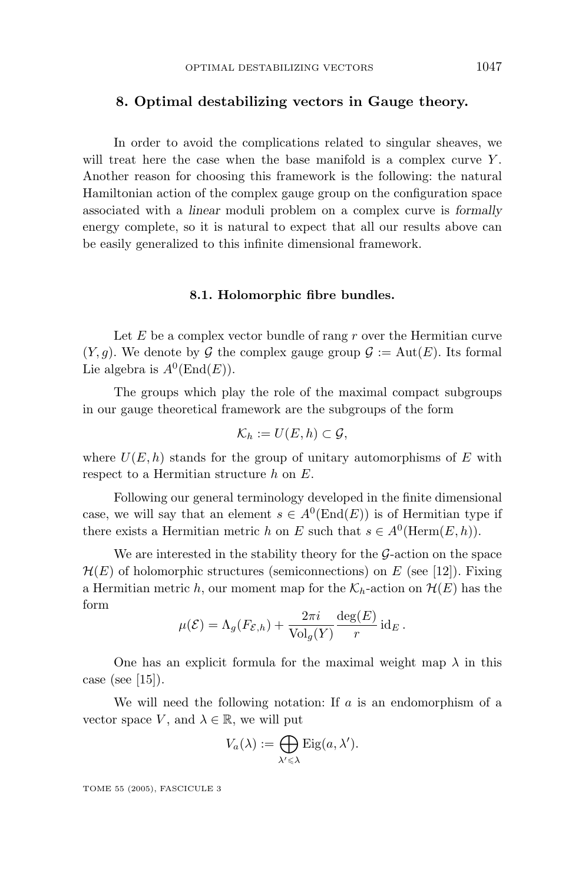## 8. Optimal destabilizing vectors in Gauge theory.

In order to avoid the complications related to singular sheaves, we will treat here the case when the base manifold is a complex curve $Y$. Another reason for choosing this framework is the following: the natural Hamiltonian action of the complex gauge group on the configuration space associated with a *linear* moduli problem on a complex curve is *formally* energy complete, so it is natural to expect that all our results above can be easily generalized to this infinite dimensional framework.

### 8.1. Holomorphic fibre bundles.

Let $E$ be a complex vector bundle of rang $r$ over the Hermitian curve $(Y, g)$. We denote by $\mathcal{G}$ the complex gauge group $\mathcal{G} := \mathrm{Aut}(E)$. Its formal Lie algebra is $A^0(\mathrm{End}(E))$.

The groups which play the role of the maximal compact subgroups in our gauge theoretical framework are the subgroups of the form

$$\mathcal{K}_h := U(E, h) \subset \mathcal{G},$$

where $U(E, h)$ stands for the group of unitary automorphisms of $E$ with respect to a Hermitian structure $h$ on $E$.

Following our general terminology developed in the finite dimensional case, we will say that an element $s \in A^0(\mathrm{End}(E))$ is of Hermitian type if there exists a Hermitian metric $h$ on $E$ such that $s \in A^0(\mathrm{Herm}(E, h))$.

We are interested in the stability theory for the $\mathcal{G}$-action on the space $\mathcal{H}(E)$ of holomorphic structures (semiconnections) on $E$ (see [12]). Fixing a Hermitian metric $h$, our moment map for the $\mathcal{K}_h$-action on $\mathcal{H}(E)$ has the form

$$\mu(\mathcal{E}) = \Lambda_g(F_{\mathcal{E},h}) + \frac{2\pi i}{\mathrm{Vol}_g(Y)} \frac{\deg(E)}{r} \mathrm{id}_E .$$

One has an explicit formula for the maximal weight map $\lambda$ in this case (see [15]).

We will need the following notation: If $a$ is an endomorphism of a vector space $V$, and $\lambda \in \mathbb{R}$, we will put

$$V_a(\lambda) := \bigoplus_{\lambda' \leqslant \lambda} \mathrm{Eig}(a, \lambda').$$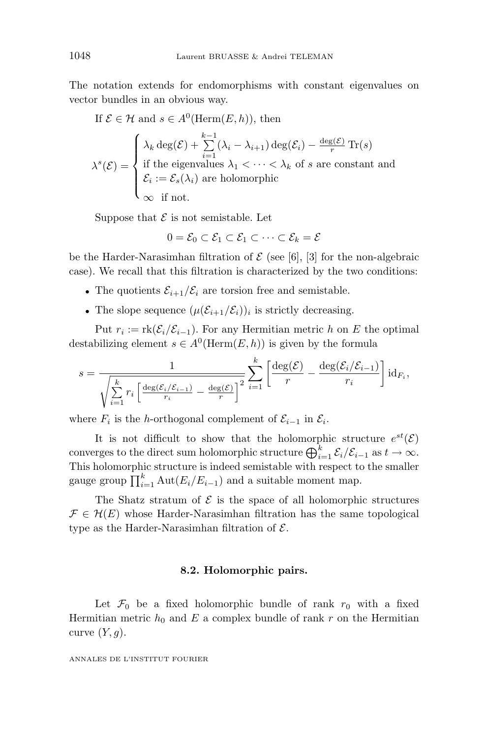The notation extends for endomorphisms with constant eigenvalues on vector bundles in an obvious way.

If $\mathcal{E} \in \mathcal{H}$ and $s \in A^0(\mathrm{Herm}(E,h))$, then

$$\lambda^s(\mathcal{E}) = \begin{cases} \lambda_k \deg(\mathcal{E}) + \sum\limits_{i=1}^{k-1} (\lambda_i - \lambda_{i+1}) \deg(\mathcal{E}_i) - \frac{\deg(\mathcal{E})}{r} \operatorname{Tr}(s) \\ \text{if the eigenvalues } \lambda_1 < \cdots < \lambda_k \text{ of } s \text{ are constant and} \\ \mathcal{E}_i := \mathcal{E}_s(\lambda_i) \text{ are holomorphic} \\ \infty \quad \text{if not.} \end{cases}$$

Suppose that $\mathcal{E}$ is not semistable. Let

$$0 = \mathcal{E}_0 \subset \mathcal{E}_1 \subset \mathcal{E}_1 \subset \cdots \subset \mathcal{E}_k = \mathcal{E}$$

be the Harder-Narasimhan filtration of $\mathcal{E}$ (see [6], [3] for the non-algebraic case). We recall that this filtration is characterized by the two conditions:

- The quotients $\mathcal{E}_{i+1}/\mathcal{E}_i$ are torsion free and semistable.
- The slope sequence $(\mu(\mathcal{E}_{i+1}/\mathcal{E}_i))_i$ is strictly decreasing.

Put $r_i := \mathrm{rk}(\mathcal{E}_i/\mathcal{E}_{i-1})$. For any Hermitian metric $h$ on $E$ the optimal destabilizing element $s \in A^0(\mathrm{Herm}(E,h))$ is given by the formula

$$s = \frac{1}{\sqrt{\sum\limits_{i=1}^{k} r_i \left[\frac{\deg(\mathcal{E}_i/\mathcal{E}_{i-1})}{r_i} - \frac{\deg(\mathcal{E})}{r}\right]^2}} \sum_{i=1}^{k} \left[\frac{\deg(\mathcal{E})}{r} - \frac{\deg(\mathcal{E}_i/\mathcal{E}_{i-1})}{r_i}\right] \mathrm{id}_{F_i},$$

where $F_i$ is the $h$-orthogonal complement of $\mathcal{E}_{i-1}$ in $\mathcal{E}_i$.

It is not difficult to show that the holomorphic structure $e^{st}(\mathcal{E})$ converges to the direct sum holomorphic structure $\bigoplus_{i=1}^k \mathcal{E}_i/\mathcal{E}_{i-1}$ as $t \to \infty$. This holomorphic structure is indeed semistable with respect to the smaller gauge group $\prod_{i=1}^k \mathrm{Aut}(E_i/E_{i-1})$ and a suitable moment map.

The Shatz stratum of $\mathcal{E}$ is the space of all holomorphic structures $\mathcal{F} \in \mathcal{H}(E)$ whose Harder-Narasimhan filtration has the same topological type as the Harder-Narasimhan filtration of $\mathcal{E}$.

### 8.2. Holomorphic pairs.

Let $\mathcal{F}_0$ be a fixed holomorphic bundle of rank $r_0$ with a fixed Hermitian metric $h_0$ and $E$ a complex bundle of rank $r$ on the Hermitian curve $(Y,g)$.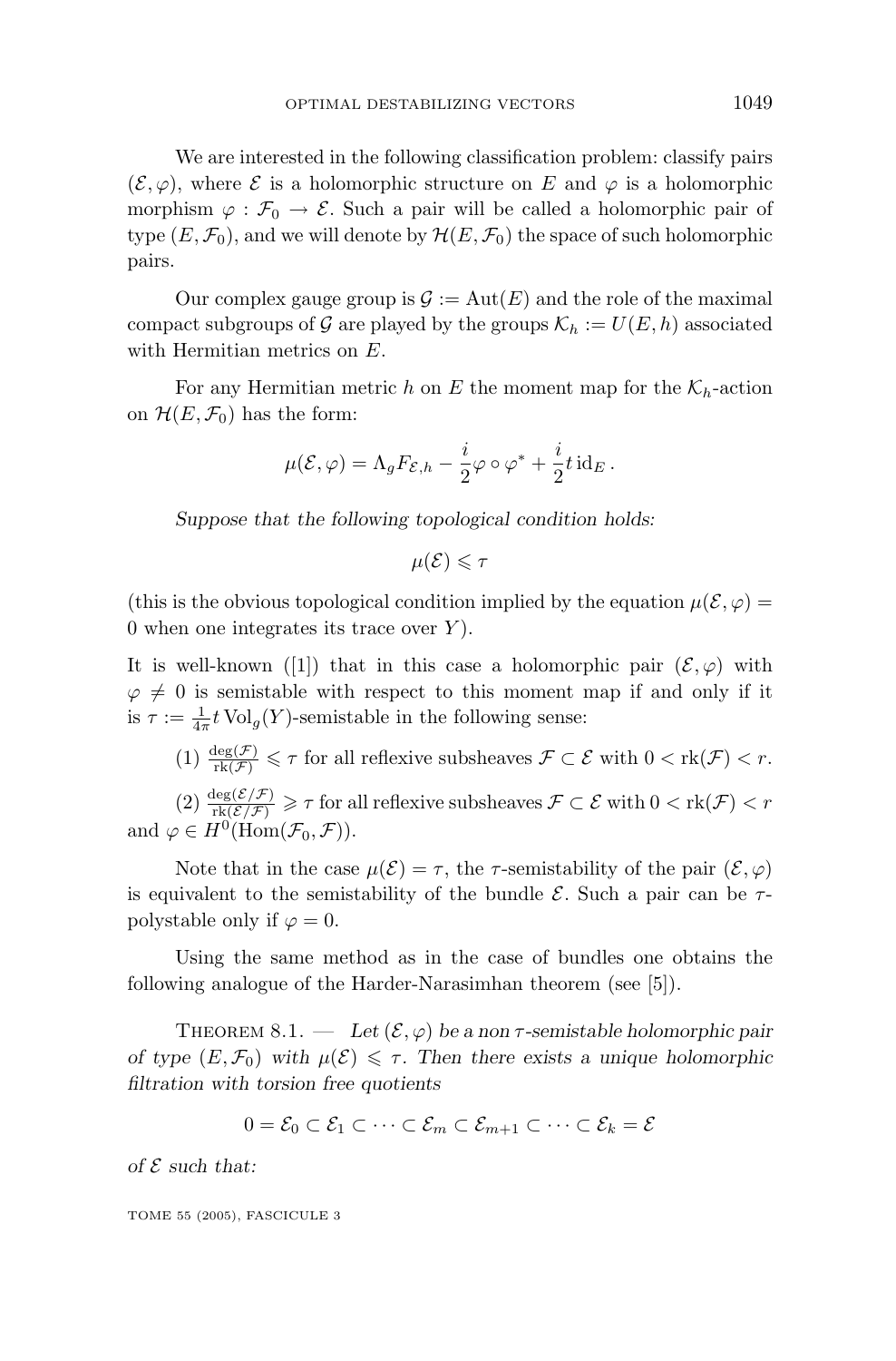We are interested in the following classification problem: classify pairs $(\mathcal{E},\varphi)$, where $\mathcal{E}$ is a holomorphic structure on $E$ and $\varphi$ is a holomorphic morphism $\varphi:\mathcal{F}_0\to\mathcal{E}$. Such a pair will be called a holomorphic pair of type $(E,\mathcal{F}_0)$, and we will denote by $\mathcal{H}(E,\mathcal{F}_0)$ the space of such holomorphic pairs.

Our complex gauge group is $\mathcal{G}:=\mathrm{Aut}(E)$ and the role of the maximal compact subgroups of $\mathcal{G}$ are played by the groups $\mathcal{K}_h:=U(E,h)$ associated with Hermitian metrics on $E$.

For any Hermitian metric $h$ on $E$ the moment map for the $\mathcal{K}_h$-action on $\mathcal{H}(E,\mathcal{F}_0)$ has the form:

$$\mu(\mathcal{E},\varphi)=\Lambda_g F_{\mathcal{E},h}-\frac{i}{2}\varphi\circ\varphi^*+\frac{i}{2}t\,\mathrm{id}_E\,.$$

*Suppose that the following topological condition holds:*

$$\mu(\mathcal{E})\leqslant\tau$$

(this is the obvious topological condition implied by the equation $\mu(\mathcal{E},\varphi)=0$ when one integrates its trace over $Y$).

It is well-known ([1]) that in this case a holomorphic pair $(\mathcal{E},\varphi)$ with $\varphi\neq 0$ is semistable with respect to this moment map if and only if it is $\tau:=\frac{1}{4\pi}t\,\mathrm{Vol}_g(Y)$-semistable in the following sense:

(1) $\frac{\deg(\mathcal{F})}{\mathrm{rk}(\mathcal{F})}\leqslant\tau$ for all reflexive subsheaves $\mathcal{F}\subset\mathcal{E}$ with $0<\mathrm{rk}(\mathcal{F})<r$.

(2) $\frac{\deg(\mathcal{E}/\mathcal{F})}{\mathrm{rk}(\mathcal{E}/\mathcal{F})}\geqslant\tau$ for all reflexive subsheaves $\mathcal{F}\subset\mathcal{E}$ with $0<\mathrm{rk}(\mathcal{F})<r$ and $\varphi\in H^0(\mathrm{Hom}(\mathcal{F}_0,\mathcal{F}))$.

Note that in the case $\mu(\mathcal{E})=\tau$, the $\tau$-semistability of the pair $(\mathcal{E},\varphi)$ is equivalent to the semistability of the bundle $\mathcal{E}$. Such a pair can be $\tau$-polystable only if $\varphi=0$.

Using the same method as in the case of bundles one obtains the following analogue of the Harder-Narasimhan theorem (see [5]).

Theorem 8.1. — *Let $(\mathcal{E},\varphi)$ be a non $\tau$-semistable holomorphic pair of type $(E,\mathcal{F}_0)$ with $\mu(\mathcal{E})\leqslant\tau$. Then there exists a unique holomorphic filtration with torsion free quotients*

$$0=\mathcal{E}_0\subset\mathcal{E}_1\subset\cdots\subset\mathcal{E}_m\subset\mathcal{E}_{m+1}\subset\cdots\subset\mathcal{E}_k=\mathcal{E}$$

*of $\mathcal{E}$ such that:*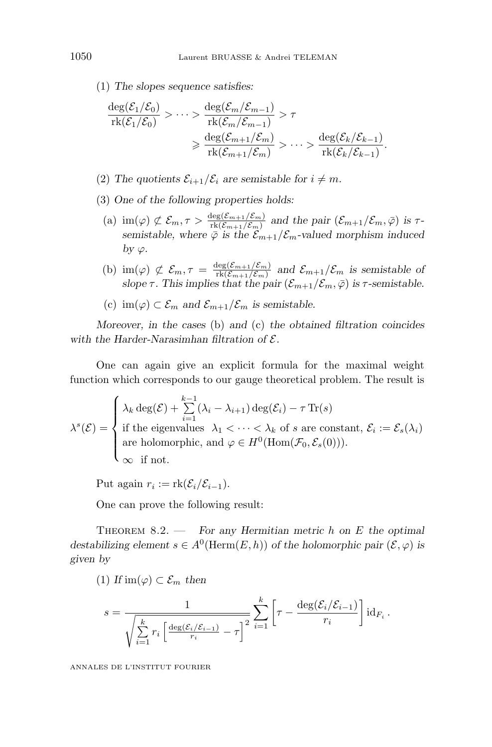(1) *The slopes sequence satisfies:*

$$\frac{\deg(\mathcal{E}_1/\mathcal{E}_0)}{\mathrm{rk}(\mathcal{E}_1/\mathcal{E}_0)} > \cdots > \frac{\deg(\mathcal{E}_m/\mathcal{E}_{m-1})}{\mathrm{rk}(\mathcal{E}_m/\mathcal{E}_{m-1})} > \tau \geqslant \frac{\deg(\mathcal{E}_{m+1}/\mathcal{E}_m)}{\mathrm{rk}(\mathcal{E}_{m+1}/\mathcal{E}_m)} > \cdots > \frac{\deg(\mathcal{E}_k/\mathcal{E}_{k-1})}{\mathrm{rk}(\mathcal{E}_k/\mathcal{E}_{k-1})}.$$

(2) *The quotients $\mathcal{E}_{i+1}/\mathcal{E}_i$ are semistable for $i \neq m$.*

(3) *One of the following properties holds:*

(a) $\mathrm{im}(\varphi) \not\subset \mathcal{E}_m, \tau > \frac{\deg(\mathcal{E}_{m+1}/\mathcal{E}_m)}{\mathrm{rk}(\mathcal{E}_{m+1}/\mathcal{E}_m)}$ *and the pair $(\mathcal{E}_{m+1}/\mathcal{E}_m, \bar{\varphi})$ is $\tau$-semistable, where $\bar{\varphi}$ is the $\mathcal{E}_{m+1}/\mathcal{E}_m$-valued morphism induced by $\varphi$.*

(b) $\mathrm{im}(\varphi) \not\subset \mathcal{E}_m, \tau = \frac{\deg(\mathcal{E}_{m+1}/\mathcal{E}_m)}{\mathrm{rk}(\mathcal{E}_{m+1}/\mathcal{E}_m)}$ *and $\mathcal{E}_{m+1}/\mathcal{E}_m$ is semistable of slope $\tau$. This implies that the pair $(\mathcal{E}_{m+1}/\mathcal{E}_m, \bar{\varphi})$ is $\tau$-semistable.*

(c) $\mathrm{im}(\varphi) \subset \mathcal{E}_m$ *and $\mathcal{E}_{m+1}/\mathcal{E}_m$ is semistable.*

*Moreover, in the cases* (b) *and* (c) *the obtained filtration coincides with the Harder-Narasimhan filtration of $\mathcal{E}$.*

One can again give an explicit formula for the maximal weight function which corresponds to our gauge theoretical problem. The result is

$$\lambda^s(\mathcal{E}) = \begin{cases} \lambda_k \deg(\mathcal{E}) + \sum\limits_{i=1}^{k-1} (\lambda_i - \lambda_{i+1}) \deg(\mathcal{E}_i) - \tau\, \mathrm{Tr}(s) \\ \text{if the eigenvalues } \ \lambda_1 < \cdots < \lambda_k \text{ of } s \text{ are constant, } \mathcal{E}_i := \mathcal{E}_s(\lambda_i) \\ \text{are holomorphic, and } \varphi \in H^0(\mathrm{Hom}(\mathcal{F}_0, \mathcal{E}_s(0))). \\ \infty \ \text{ if not.} \end{cases}$$

Put again $r_i := \mathrm{rk}(\mathcal{E}_i/\mathcal{E}_{i-1})$.

One can prove the following result:

Theorem 8.2. — *For any Hermitian metric $h$ on $E$ the optimal destabilizing element $s \in A^0(\mathrm{Herm}(E,h))$ of the holomorphic pair $(\mathcal{E}, \varphi)$ is given by*

(1) *If $\mathrm{im}(\varphi) \subset \mathcal{E}_m$ then*

$$s = \frac{1}{\sqrt{\sum\limits_{i=1}^{k} r_i \left[\frac{\deg(\mathcal{E}_i/\mathcal{E}_{i-1})}{r_i} - \tau\right]^2}} \sum_{i=1}^{k} \left[\tau - \frac{\deg(\mathcal{E}_i/\mathcal{E}_{i-1})}{r_i}\right] \mathrm{id}_{F_i}\,.$$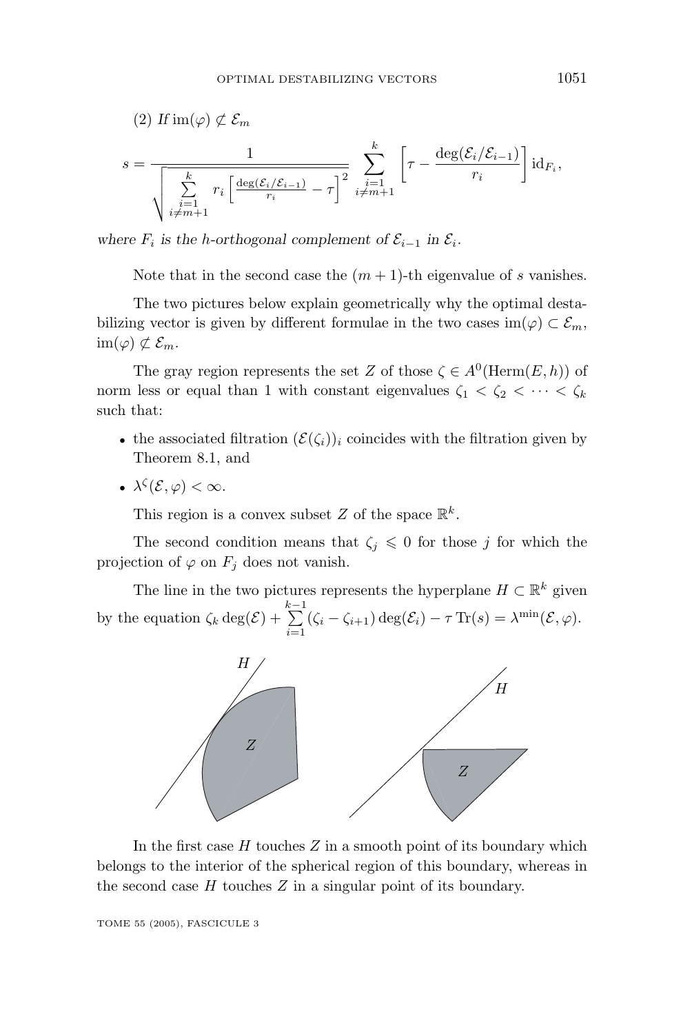(2) *If* $\mathrm{im}(\varphi) \not\subset \mathcal{E}_m$

$$s = \frac{1}{\sqrt{\sum\limits_{\substack{i=1\\ i\neq m+1}}^{k} r_i \left[\frac{\deg(\mathcal{E}_i/\mathcal{E}_{i-1})}{r_i} - \tau\right]^2}} \sum_{\substack{i=1\\ i\neq m+1}}^{k} \left[\tau - \frac{\deg(\mathcal{E}_i/\mathcal{E}_{i-1})}{r_i}\right] \mathrm{id}_{F_i},$$

*where $F_i$ is the $h$-orthogonal complement of $\mathcal{E}_{i-1}$ in $\mathcal{E}_i$.*

Note that in the second case the $(m+1)$-th eigenvalue of $s$ vanishes.

The two pictures below explain geometrically why the optimal destabilizing vector is given by different formulae in the two cases $\mathrm{im}(\varphi) \subset \mathcal{E}_m$, $\mathrm{im}(\varphi) \not\subset \mathcal{E}_m$.

The gray region represents the set $Z$ of those $\zeta \in A^0(\mathrm{Herm}(E, h))$ of norm less or equal than 1 with constant eigenvalues $\zeta_1 < \zeta_2 < \cdots < \zeta_k$ such that:

- the associated filtration $(\mathcal{E}(\zeta_i))_i$ coincides with the filtration given by Theorem 8.1, and
- $\lambda^{\zeta}(\mathcal{E}, \varphi) < \infty$.

This region is a convex subset $Z$ of the space $\mathbb{R}^k$.

The second condition means that $\zeta_j \leqslant 0$ for those $j$ for which the projection of $\varphi$ on $F_j$ does not vanish.

The line in the two pictures represents the hyperplane $H \subset \mathbb{R}^k$ given by the equation $\zeta_k \deg(\mathcal{E}) + \sum\limits_{i=1}^{k-1} (\zeta_i - \zeta_{i+1}) \deg(\mathcal{E}_i) - \tau \operatorname{Tr}(s) = \lambda^{\min}(\mathcal{E}, \varphi)$.

In the first case $H$ touches $Z$ in a smooth point of its boundary which belongs to the interior of the spherical region of this boundary, whereas in the second case $H$ touches $Z$ in a singular point of its boundary.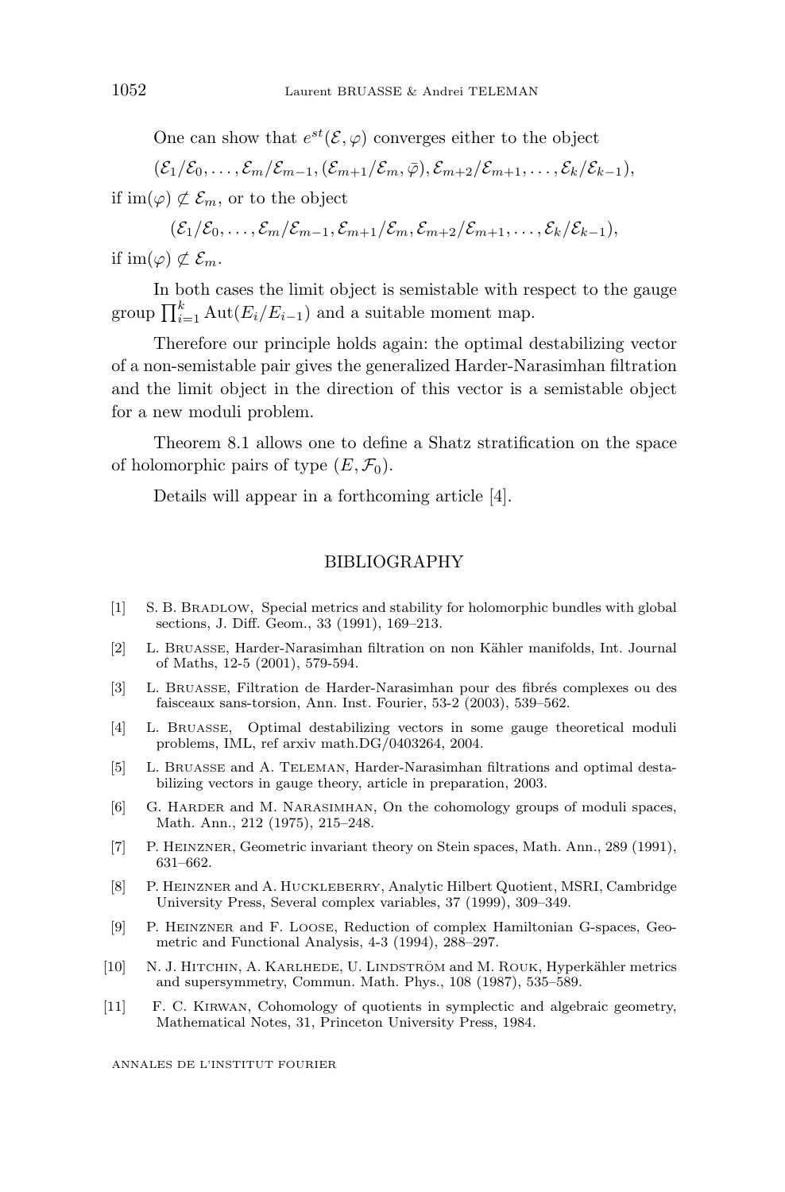One can show that $e^{st}(\mathcal{E},\varphi)$ converges either to the object

$$(\mathcal{E}_1/\mathcal{E}_0,\ldots,\mathcal{E}_m/\mathcal{E}_{m-1},(\mathcal{E}_{m+1}/\mathcal{E}_m,\bar{\varphi}),\mathcal{E}_{m+2}/\mathcal{E}_{m+1},\ldots,\mathcal{E}_k/\mathcal{E}_{k-1}),$$

if $\mathrm{im}(\varphi)\not\subset\mathcal{E}_m$, or to the object

$$(\mathcal{E}_1/\mathcal{E}_0,\ldots,\mathcal{E}_m/\mathcal{E}_{m-1},\mathcal{E}_{m+1}/\mathcal{E}_m,\mathcal{E}_{m+2}/\mathcal{E}_{m+1},\ldots,\mathcal{E}_k/\mathcal{E}_{k-1}),$$

if $\mathrm{im}(\varphi)\not\subset\mathcal{E}_m$.

In both cases the limit object is semistable with respect to the gauge group $\prod_{i=1}^k \mathrm{Aut}(E_i/E_{i-1})$ and a suitable moment map.

Therefore our principle holds again: the optimal destabilizing vector of a non-semistable pair gives the generalized Harder-Narasimhan filtration and the limit object in the direction of this vector is a semistable object for a new moduli problem.

Theorem 8.1 allows one to define a Shatz stratification on the space of holomorphic pairs of type $(E,\mathcal{F}_0)$.

Details will appear in a forthcoming article [4].

## BIBLIOGRAPHY

[1] S. B. Bradlow, Special metrics and stability for holomorphic bundles with global sections, J. Diff. Geom., 33 (1991), 169–213.

[2] L. Bruasse, Harder-Narasimhan filtration on non Kähler manifolds, Int. Journal of Maths, 12-5 (2001), 579-594.

[3] L. Bruasse, Filtration de Harder-Narasimhan pour des fibrés complexes ou des faisceaux sans-torsion, Ann. Inst. Fourier, 53-2 (2003), 539–562.

[4] L. Bruasse, Optimal destabilizing vectors in some gauge theoretical moduli problems, IML, ref arxiv math.DG/0403264, 2004.

[5] L. Bruasse and A. Teleman, Harder-Narasimhan filtrations and optimal destabilizing vectors in gauge theory, article in preparation, 2003.

[6] G. Harder and M. Narasimhan, On the cohomology groups of moduli spaces, Math. Ann., 212 (1975), 215–248.

[7] P. Heinzner, Geometric invariant theory on Stein spaces, Math. Ann., 289 (1991), 631–662.

[8] P. Heinzner and A. Huckleberry, Analytic Hilbert Quotient, MSRI, Cambridge University Press, Several complex variables, 37 (1999), 309–349.

[9] P. Heinzner and F. Loose, Reduction of complex Hamiltonian G-spaces, Geometric and Functional Analysis, 4-3 (1994), 288–297.

[10] N. J. Hitchin, A. Karlhede, U. Lindström and M. Rouk, Hyperkähler metrics and supersymmetry, Commun. Math. Phys., 108 (1987), 535–589.

[11] F. C. Kirwan, Cohomology of quotients in symplectic and algebraic geometry, Mathematical Notes, 31, Princeton University Press, 1984.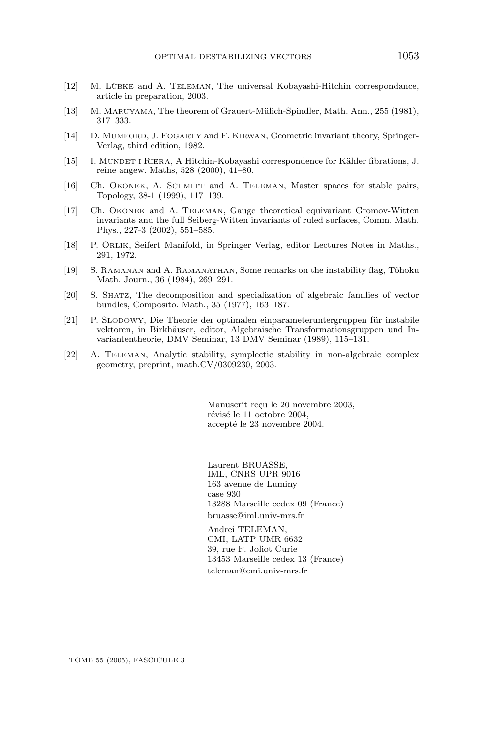[12] M. Lübke and A. Teleman, The universal Kobayashi-Hitchin correspondance, article in preparation, 2003.

[13] M. Maruyama, The theorem of Grauert-Mülich-Spindler, Math. Ann., 255 (1981), 317–333.

[14] D. Mumford, J. Fogarty and F. Kirwan, Geometric invariant theory, Springer-Verlag, third edition, 1982.

[15] I. Mundet i Riera, A Hitchin-Kobayashi correspondence for Kähler fibrations, J. reine angew. Maths, 528 (2000), 41–80.

[16] Ch. Okonek, A. Schmitt and A. Teleman, Master spaces for stable pairs, Topology, 38-1 (1999), 117–139.

[17] Ch. Okonek and A. Teleman, Gauge theoretical equivariant Gromov-Witten invariants and the full Seiberg-Witten invariants of ruled surfaces, Comm. Math. Phys., 227-3 (2002), 551–585.

[18] P. Orlik, Seifert Manifold, in Springer Verlag, editor Lectures Notes in Maths., 291, 1972.

[19] S. Ramanan and A. Ramanathan, Some remarks on the instability flag, Tôhoku Math. Journ., 36 (1984), 269–291.

[20] S. Shatz, The decomposition and specialization of algebraic families of vector bundles, Composito. Math., 35 (1977), 163–187.

[21] P. Slodowy, Die Theorie der optimalen einparameteruntergruppen für instabile vektoren, in Birkhäuser, editor, Algebraische Transformationsgruppen und Invariantentheorie, DMV Seminar, 13 DMV Seminar (1989), 115–131.

[22] A. Teleman, Analytic stability, symplectic stability in non-algebraic complex geometry, preprint, math.CV/0309230, 2003.

Manuscrit reçu le 20 novembre 2003,
révisé le 11 octobre 2004,
accepté le 23 novembre 2004.

Laurent BRUASSE,
IML, CNRS UPR 9016
163 avenue de Luminy
case 930
13288 Marseille cedex 09 (France)
bruasse@iml.univ-mrs.fr

Andrei TELEMAN,
CMI, LATP UMR 6632
39, rue F. Joliot Curie
13453 Marseille cedex 13 (France)
teleman@cmi.univ-mrs.fr